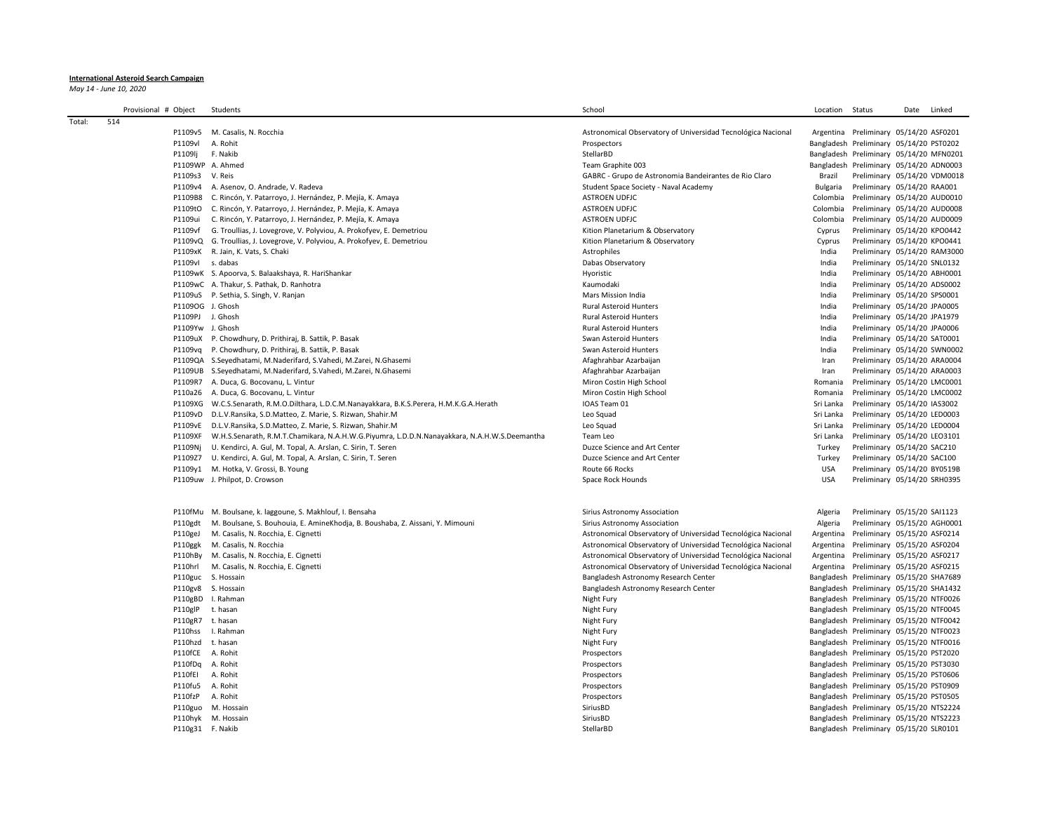**International Asteroid Search Campaign**

*May 14 - June 10, 2020*

| | Provisional # | Object | Students | School | Location | Status | Date | Linked |
|---|---|---|---|---|---|---|---|---|
| Total: | 514 | | | | | | | |
| | | P1109v5 | M. Casalis, N. Rocchia | Astronomical Observatory of Universidad Tecnológica Nacional | Argentina | Preliminary | 05/14/20 | ASF0201 |
| | | P1109vl | A. Rohit | Prospectors | Bangladesh | Preliminary | 05/14/20 | PST0202 |
| | | P1109lj | F. Nakib | StellarBD | Bangladesh | Preliminary | 05/14/20 | MFN0201 |
| | | P1109WP | A. Ahmed | Team Graphite 003 | Bangladesh | Preliminary | 05/14/20 | ADN0003 |
| | | P1109s3 | V. Reis | GABRC - Grupo de Astronomia Bandeirantes de Rio Claro | Brazil | Preliminary | 05/14/20 | VDM0018 |
| | | P1109v4 | A. Asenov, O. Andrade, V. Radeva | Student Space Society - Naval Academy | Bulgaria | Preliminary | 05/14/20 | RAA001 |
| | | P1109B8 | C. Rincón, Y. Patarroyo, J. Hernández, P. Mejía, K. Amaya | ASTROEN UDFJC | Colombia | Preliminary | 05/14/20 | AUD0010 |
| | | P1109tO | C. Rincón, Y. Patarroyo, J. Hernández, P. Mejía, K. Amaya | ASTROEN UDFJC | Colombia | Preliminary | 05/14/20 | AUD0008 |
| | | P1109ui | C. Rincón, Y. Patarroyo, J. Hernández, P. Mejía, K. Amaya | ASTROEN UDFJC | Colombia | Preliminary | 05/14/20 | AUD0009 |
| | | P1109vf | G. Troullias, J. Lovegrove, V. Polyviou, A. Prokofyev, E. Demetriou | Kition Planetarium & Observatory | Cyprus | Preliminary | 05/14/20 | KPO0442 |
| | | P1109vQ | G. Troullias, J. Lovegrove, V. Polyviou, A. Prokofyev, E. Demetriou | Kition Planetarium & Observatory | Cyprus | Preliminary | 05/14/20 | KPO0441 |
| | | P1109xK | R. Jain, K. Vats, S. Chaki | Astrophiles | India | Preliminary | 05/14/20 | RAM3000 |
| | | P1109vI | s. dabas | Dabas Observatory | India | Preliminary | 05/14/20 | SNL0132 |
| | | P1109wK | S. Apoorva, S. Balaakshaya, R. HariShankar | Hyoristic | India | Preliminary | 05/14/20 | ABH0001 |
| | | P1109wC | A. Thakur, S. Pathak, D. Ranhotra | Kaumodaki | India | Preliminary | 05/14/20 | ADS0002 |
| | | P1109uS | P. Sethia, S. Singh, V. Ranjan | Mars Mission India | India | Preliminary | 05/14/20 | SPS0001 |
| | | P1109OG | J. Ghosh | Rural Asteroid Hunters | India | Preliminary | 05/14/20 | JPA0005 |
| | | P1109PJ | J. Ghosh | Rural Asteroid Hunters | India | Preliminary | 05/14/20 | JPA1979 |
| | | P1109Yw | J. Ghosh | Rural Asteroid Hunters | India | Preliminary | 05/14/20 | JPA0006 |
| | | P1109uX | P. Chowdhury, D. Prithiraj, B. Sattik, P. Basak | Swan Asteroid Hunters | India | Preliminary | 05/14/20 | SAT0001 |
| | | P1109vq | P. Chowdhury, D. Prithiraj, B. Sattik, P. Basak | Swan Asteroid Hunters | India | Preliminary | 05/14/20 | SWN0002 |
| | | P1109QA | S.Seyedhatami, M.Naderifard, S.Vahedi, M.Zarei, N.Ghasemi | Afaghrahbar Azarbaijan | Iran | Preliminary | 05/14/20 | ARA0004 |
| | | P1109UB | S.Seyedhatami, M.Naderifard, S.Vahedi, M.Zarei, N.Ghasemi | Afaghrahbar Azarbaijan | Iran | Preliminary | 05/14/20 | ARA0003 |
| | | P1109R7 | A. Duca, G. Bocovanu, L. Vintur | Miron Costin High School | Romania | Preliminary | 05/14/20 | LMC0001 |
| | | P110a26 | A. Duca, G. Bocovanu, L. Vintur | Miron Costin High School | Romania | Preliminary | 05/14/20 | LMC0002 |
| | | P1109XG | W.C.S.Senarath, R.M.O.Dilthara, L.D.C.M.Nanayakkara, B.K.S.Perera, H.M.K.G.A.Herath | IOAS Team 01 | Sri Lanka | Preliminary | 05/14/20 | IAS3002 |
| | | P1109vD | D.L.V.Ransika, S.D.Matteo, Z. Marie, S. Rizwan, Shahir.M | Leo Squad | Sri Lanka | Preliminary | 05/14/20 | LED0003 |
| | | P1109vE | D.L.V.Ransika, S.D.Matteo, Z. Marie, S. Rizwan, Shahir.M | Leo Squad | Sri Lanka | Preliminary | 05/14/20 | LED0004 |
| | | P1109XF | W.H.S.Senarath, R.M.T.Chamikara, N.A.H.W.G.Piyumra, L.D.D.N.Nanayakkara, N.A.H.W.S.Deemantha | Team Leo | Sri Lanka | Preliminary | 05/14/20 | LEO3101 |
| | | P1109Nj | U. Kendirci, A. Gul, M. Topal, A. Arslan, C. Sirin, T. Seren | Duzce Science and Art Center | Turkey | Preliminary | 05/14/20 | SAC210 |
| | | P1109Z7 | U. Kendirci, A. Gul, M. Topal, A. Arslan, C. Sirin, T. Seren | Duzce Science and Art Center | Turkey | Preliminary | 05/14/20 | SAC100 |
| | | P1109y1 | M. Hotka, V. Grossi, B. Young | Route 66 Rocks | USA | Preliminary | 05/14/20 | BY0519B |
| | | P1109uw | J. Philpot, D. Crowson | Space Rock Hounds | USA | Preliminary | 05/14/20 | SRH0395 |
| | | | | | | | | |
| | | P110fMu | M. Boulsane, k. laggoune, S. Makhlouf, I. Bensaha | Sirius Astronomy Association | Algeria | Preliminary | 05/15/20 | SAI1123 |
| | | P110gdt | M. Boulsane, S. Bouhouia, E. AmineKhodja, B. Boushaba, Z. Aissani, Y. Mimouni | Sirius Astronomy Association | Algeria | Preliminary | 05/15/20 | AGH0001 |
| | | P110geJ | M. Casalis, N. Rocchia, E. Cignetti | Astronomical Observatory of Universidad Tecnológica Nacional | Argentina | Preliminary | 05/15/20 | ASF0214 |
| | | P110ggk | M. Casalis, N. Rocchia | Astronomical Observatory of Universidad Tecnológica Nacional | Argentina | Preliminary | 05/15/20 | ASF0204 |
| | | P110hBy | M. Casalis, N. Rocchia, E. Cignetti | Astronomical Observatory of Universidad Tecnológica Nacional | Argentina | Preliminary | 05/15/20 | ASF0217 |
| | | P110hrl | M. Casalis, N. Rocchia, E. Cignetti | Astronomical Observatory of Universidad Tecnológica Nacional | Argentina | Preliminary | 05/15/20 | ASF0215 |
| | | P110guc | S. Hossain | Bangladesh Astronomy Research Center | Bangladesh | Preliminary | 05/15/20 | SHA7689 |
| | | P110gv8 | S. Hossain | Bangladesh Astronomy Research Center | Bangladesh | Preliminary | 05/15/20 | SHA1432 |
| | | P110gBD | I. Rahman | Night Fury | Bangladesh | Preliminary | 05/15/20 | NTF0026 |
| | | P110glP | t. hasan | Night Fury | Bangladesh | Preliminary | 05/15/20 | NTF0045 |
| | | P110gR7 | t. hasan | Night Fury | Bangladesh | Preliminary | 05/15/20 | NTF0042 |
| | | P110hss | I. Rahman | Night Fury | Bangladesh | Preliminary | 05/15/20 | NTF0023 |
| | | P110hzd | t. hasan | Night Fury | Bangladesh | Preliminary | 05/15/20 | NTF0016 |
| | | P110fCE | A. Rohit | Prospectors | Bangladesh | Preliminary | 05/15/20 | PST2020 |
| | | P110fDq | A. Rohit | Prospectors | Bangladesh | Preliminary | 05/15/20 | PST3030 |
| | | P110fEI | A. Rohit | Prospectors | Bangladesh | Preliminary | 05/15/20 | PST0606 |
| | | P110fu5 | A. Rohit | Prospectors | Bangladesh | Preliminary | 05/15/20 | PST0909 |
| | | P110fzP | A. Rohit | Prospectors | Bangladesh | Preliminary | 05/15/20 | PST0505 |
| | | P110guo | M. Hossain | SiriusBD | Bangladesh | Preliminary | 05/15/20 | NTS2224 |
| | | P110hyk | M. Hossain | SiriusBD | Bangladesh | Preliminary | 05/15/20 | NTS2223 |
| | | P110g31 | F. Nakib | StellarBD | Bangladesh | Preliminary | 05/15/20 | SLR0101 |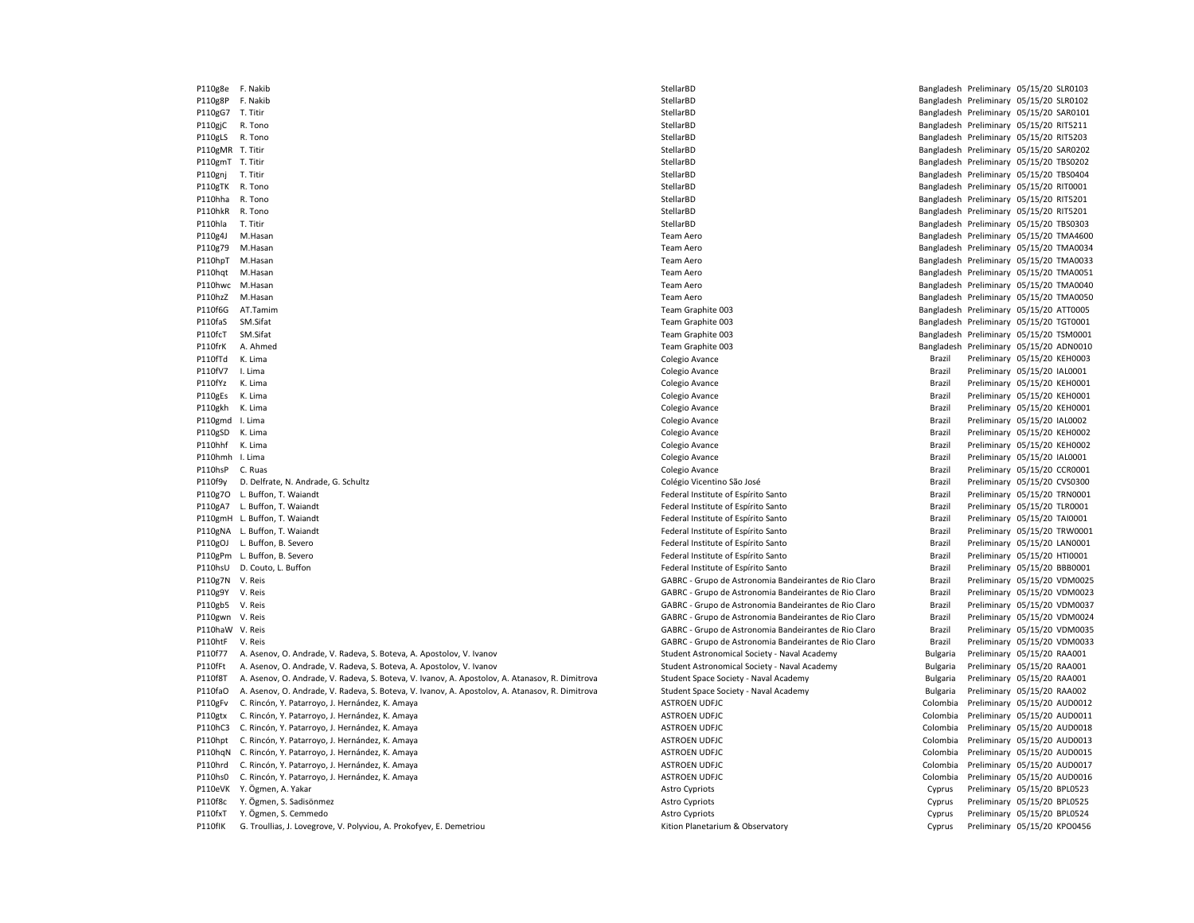| | | | | | | |
|---|---|---|---|---|---|---|
| P110g8e | F. Nakib | StellarBD | Bangladesh | Preliminary | 05/15/20 | SLR0103 |
| P110g8P | F. Nakib | StellarBD | Bangladesh | Preliminary | 05/15/20 | SLR0102 |
| P110gG7 | T. Titir | StellarBD | Bangladesh | Preliminary | 05/15/20 | SAR0101 |
| P110gjC | R. Tono | StellarBD | Bangladesh | Preliminary | 05/15/20 | RIT5211 |
| P110gLS | R. Tono | StellarBD | Bangladesh | Preliminary | 05/15/20 | RIT5203 |
| P110gMR | T. Titir | StellarBD | Bangladesh | Preliminary | 05/15/20 | SAR0202 |
| P110gmT | T. Titir | StellarBD | Bangladesh | Preliminary | 05/15/20 | TBS0202 |
| P110gnj | T. Titir | StellarBD | Bangladesh | Preliminary | 05/15/20 | TBS0404 |
| P110gTK | R. Tono | StellarBD | Bangladesh | Preliminary | 05/15/20 | RIT0001 |
| P110hha | R. Tono | StellarBD | Bangladesh | Preliminary | 05/15/20 | RIT5201 |
| P110hkR | R. Tono | StellarBD | Bangladesh | Preliminary | 05/15/20 | RIT5201 |
| P110hla | T. Titir | StellarBD | Bangladesh | Preliminary | 05/15/20 | TBS0303 |
| P110g4J | M.Hasan | Team Aero | Bangladesh | Preliminary | 05/15/20 | TMA4600 |
| P110g79 | M.Hasan | Team Aero | Bangladesh | Preliminary | 05/15/20 | TMA0034 |
| P110hpT | M.Hasan | Team Aero | Bangladesh | Preliminary | 05/15/20 | TMA0033 |
| P110hqt | M.Hasan | Team Aero | Bangladesh | Preliminary | 05/15/20 | TMA0051 |
| P110hwc | M.Hasan | Team Aero | Bangladesh | Preliminary | 05/15/20 | TMA0040 |
| P110hzZ | M.Hasan | Team Aero | Bangladesh | Preliminary | 05/15/20 | TMA0050 |
| P110f6G | AT.Tamim | Team Graphite 003 | Bangladesh | Preliminary | 05/15/20 | ATT0005 |
| P110faS | SM.Sifat | Team Graphite 003 | Bangladesh | Preliminary | 05/15/20 | TGT0001 |
| P110fcT | SM.Sifat | Team Graphite 003 | Bangladesh | Preliminary | 05/15/20 | TSM0001 |
| P110frK | A. Ahmed | Team Graphite 003 | Bangladesh | Preliminary | 05/15/20 | ADN0010 |
| P110fTd | K. Lima | Colegio Avance | Brazil | Preliminary | 05/15/20 | KEH0003 |
| P110fV7 | I. Lima | Colegio Avance | Brazil | Preliminary | 05/15/20 | IAL0001 |
| P110fYz | K. Lima | Colegio Avance | Brazil | Preliminary | 05/15/20 | KEH0001 |
| P110gEs | K. Lima | Colegio Avance | Brazil | Preliminary | 05/15/20 | KEH0001 |
| P110gkh | K. Lima | Colegio Avance | Brazil | Preliminary | 05/15/20 | KEH0001 |
| P110gmd | I. Lima | Colegio Avance | Brazil | Preliminary | 05/15/20 | IAL0002 |
| P110gSD | K. Lima | Colegio Avance | Brazil | Preliminary | 05/15/20 | KEH0002 |
| P110hhf | K. Lima | Colegio Avance | Brazil | Preliminary | 05/15/20 | KEH0002 |
| P110hmh | I. Lima | Colegio Avance | Brazil | Preliminary | 05/15/20 | IAL0001 |
| P110hsP | C. Ruas | Colegio Avance | Brazil | Preliminary | 05/15/20 | CCR0001 |
| P110f9y | D. Delfrate, N. Andrade, G. Schultz | Colégio Vicentino São José | Brazil | Preliminary | 05/15/20 | CVS0300 |
| P110g7O | L. Buffon, T. Waiandt | Federal Institute of Espírito Santo | Brazil | Preliminary | 05/15/20 | TRN0001 |
| P110gA7 | L. Buffon, T. Waiandt | Federal Institute of Espírito Santo | Brazil | Preliminary | 05/15/20 | TLR0001 |
| P110gmH | L. Buffon, T. Waiandt | Federal Institute of Espírito Santo | Brazil | Preliminary | 05/15/20 | TAI0001 |
| P110gNA | L. Buffon, T. Waiandt | Federal Institute of Espírito Santo | Brazil | Preliminary | 05/15/20 | TRW0001 |
| P110gOJ | L. Buffon, B. Severo | Federal Institute of Espírito Santo | Brazil | Preliminary | 05/15/20 | LAN0001 |
| P110gPm | L. Buffon, B. Severo | Federal Institute of Espírito Santo | Brazil | Preliminary | 05/15/20 | HTI0001 |
| P110hsU | D. Couto, L. Buffon | Federal Institute of Espírito Santo | Brazil | Preliminary | 05/15/20 | BBB0001 |
| P110g7N | V. Reis | GABRC - Grupo de Astronomia Bandeirantes de Rio Claro | Brazil | Preliminary | 05/15/20 | VDM0025 |
| P110g9Y | V. Reis | GABRC - Grupo de Astronomia Bandeirantes de Rio Claro | Brazil | Preliminary | 05/15/20 | VDM0023 |
| P110gb5 | V. Reis | GABRC - Grupo de Astronomia Bandeirantes de Rio Claro | Brazil | Preliminary | 05/15/20 | VDM0037 |
| P110gwn | V. Reis | GABRC - Grupo de Astronomia Bandeirantes de Rio Claro | Brazil | Preliminary | 05/15/20 | VDM0024 |
| P110haW | V. Reis | GABRC - Grupo de Astronomia Bandeirantes de Rio Claro | Brazil | Preliminary | 05/15/20 | VDM0035 |
| P110htF | V. Reis | GABRC - Grupo de Astronomia Bandeirantes de Rio Claro | Brazil | Preliminary | 05/15/20 | VDM0033 |
| P110f77 | A. Asenov, O. Andrade, V. Radeva, S. Boteva, A. Apostolov, V. Ivanov | Student Astronomical Society - Naval Academy | Bulgaria | Preliminary | 05/15/20 | RAA001 |
| P110fFt | A. Asenov, O. Andrade, V. Radeva, S. Boteva, A. Apostolov, V. Ivanov | Student Astronomical Society - Naval Academy | Bulgaria | Preliminary | 05/15/20 | RAA001 |
| P110f8T | A. Asenov, O. Andrade, V. Radeva, S. Boteva, V. Ivanov, A. Apostolov, A. Atanasov, R. Dimitrova | Student Space Society - Naval Academy | Bulgaria | Preliminary | 05/15/20 | RAA001 |
| P110faO | A. Asenov, O. Andrade, V. Radeva, S. Boteva, V. Ivanov, A. Apostolov, A. Atanasov, R. Dimitrova | Student Space Society - Naval Academy | Bulgaria | Preliminary | 05/15/20 | RAA002 |
| P110gFv | C. Rincón, Y. Patarroyo, J. Hernández, K. Amaya | ASTROEN UDFJC | Colombia | Preliminary | 05/15/20 | AUD0012 |
| P110gtx | C. Rincón, Y. Patarroyo, J. Hernández, K. Amaya | ASTROEN UDFJC | Colombia | Preliminary | 05/15/20 | AUD0011 |
| P110hC3 | C. Rincón, Y. Patarroyo, J. Hernández, K. Amaya | ASTROEN UDFJC | Colombia | Preliminary | 05/15/20 | AUD0018 |
| P110hpt | C. Rincón, Y. Patarroyo, J. Hernández, K. Amaya | ASTROEN UDFJC | Colombia | Preliminary | 05/15/20 | AUD0013 |
| P110hqN | C. Rincón, Y. Patarroyo, J. Hernández, K. Amaya | ASTROEN UDFJC | Colombia | Preliminary | 05/15/20 | AUD0015 |
| P110hrd | C. Rincón, Y. Patarroyo, J. Hernández, K. Amaya | ASTROEN UDFJC | Colombia | Preliminary | 05/15/20 | AUD0017 |
| P110hs0 | C. Rincón, Y. Patarroyo, J. Hernández, K. Amaya | ASTROEN UDFJC | Colombia | Preliminary | 05/15/20 | AUD0016 |
| P110eVK | Y. Ögmen, A. Yakar | Astro Cypriots | Cyprus | Preliminary | 05/15/20 | BPL0523 |
| P110f8c | Y. Ögmen, S. Sadisönmez | Astro Cypriots | Cyprus | Preliminary | 05/15/20 | BPL0525 |
| P110fxT | Y. Ögmen, S. Cemmedo | Astro Cypriots | Cyprus | Preliminary | 05/15/20 | BPL0524 |
| P110flK | G. Troullias, J. Lovegrove, V. Polyviou, A. Prokofyev, E. Demetriou | Kition Planetarium & Observatory | Cyprus | Preliminary | 05/15/20 | KPO0456 |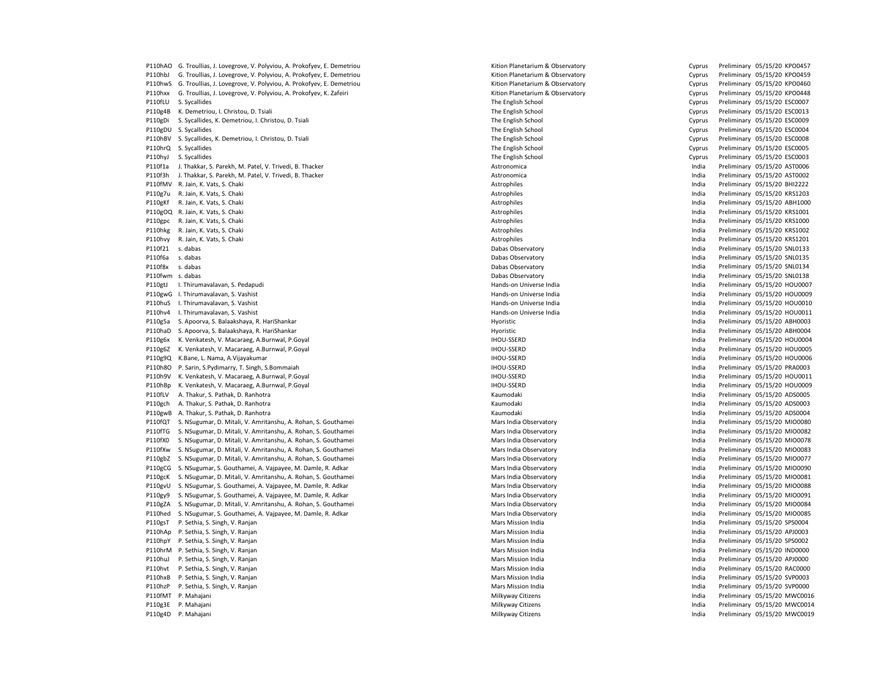| | | | | | | |
|---|---|---|---|---|---|---|
| P110hAO | G. Troullias, J. Lovegrove, V. Polyviou, A. Prokofyev, E. Demetriou | Kition Planetarium & Observatory | Cyprus | Preliminary | 05/15/20 | KPO0457 |
| P110hbJ | G. Troullias, J. Lovegrove, V. Polyviou, A. Prokofyev, E. Demetriou | Kition Planetarium & Observatory | Cyprus | Preliminary | 05/15/20 | KPO0459 |
| P110hwS | G. Troullias, J. Lovegrove, V. Polyviou, A. Prokofyev, E. Demetriou | Kition Planetarium & Observatory | Cyprus | Preliminary | 05/15/20 | KPO0460 |
| P110hxx | G. Troullias, J. Lovegrove, V. Polyviou, A. Prokofyev, K. Zafeiri | Kition Planetarium & Observatory | Cyprus | Preliminary | 05/15/20 | KPO0448 |
| P110fLU | S. Sycallides | The English School | Cyprus | Preliminary | 05/15/20 | ESC0007 |
| P110g4B | K. Demetriou, I. Christou, D. Tsiali | The English School | Cyprus | Preliminary | 05/15/20 | ESC0013 |
| P110gDi | S. Sycallides, K. Demetriou, I. Christou, D. Tsiali | The English School | Cyprus | Preliminary | 05/15/20 | ESC0009 |
| P110gDU | S. Sycallides | The English School | Cyprus | Preliminary | 05/15/20 | ESC0004 |
| P110hBV | S. Sycallides, K. Demetriou, I. Christou, D. Tsiali | The English School | Cyprus | Preliminary | 05/15/20 | ESC0008 |
| P110hrQ | S. Sycallides | The English School | Cyprus | Preliminary | 05/15/20 | ESC0005 |
| P110hyJ | S. Sycallides | The English School | Cyprus | Preliminary | 05/15/20 | ESC0003 |
| P110f1a | J. Thakkar, S. Parekh, M. Patel, V. Trivedi, B. Thacker | Astronomica | India | Preliminary | 05/15/20 | AST0006 |
| P110f3h | J. Thakkar, S. Parekh, M. Patel, V. Trivedi, B. Thacker | Astronomica | India | Preliminary | 05/15/20 | AST0002 |
| P110fMV | R. Jain, K. Vats, S. Chaki | Astrophiles | India | Preliminary | 05/15/20 | BHI2222 |
| P110g7u | R. Jain, K. Vats, S. Chaki | Astrophiles | India | Preliminary | 05/15/20 | KRS1203 |
| P110gKf | R. Jain, K. Vats, S. Chaki | Astrophiles | India | Preliminary | 05/15/20 | ABH1000 |
| P110gOQ | R. Jain, K. Vats, S. Chaki | Astrophiles | India | Preliminary | 05/15/20 | KRS1001 |
| P110gpc | R. Jain, K. Vats, S. Chaki | Astrophiles | India | Preliminary | 05/15/20 | KRS1000 |
| P110hkg | R. Jain, K. Vats, S. Chaki | Astrophiles | India | Preliminary | 05/15/20 | KRS1002 |
| P110hvy | R. Jain, K. Vats, S. Chaki | Astrophiles | India | Preliminary | 05/15/20 | KRS1201 |
| P110f21 | s. dabas | Dabas Observatory | India | Preliminary | 05/15/20 | SNL0133 |
| P110f6a | s. dabas | Dabas Observatory | India | Preliminary | 05/15/20 | SNL0135 |
| P110f8x | s. dabas | Dabas Observatory | India | Preliminary | 05/15/20 | SNL0134 |
| P110fwm | s. dabas | Dabas Observatory | India | Preliminary | 05/15/20 | SNL0138 |
| P110gtJ | I. Thirumavalavan, S. Pedapudi | Hands-on Universe India | India | Preliminary | 05/15/20 | HOU0007 |
| P110gwG | I. Thirumavalavan, S. Vashist | Hands-on Universe India | India | Preliminary | 05/15/20 | HOU0009 |
| P110huS | I. Thirumavalavan, S. Vashist | Hands-on Universe India | India | Preliminary | 05/15/20 | HOU0010 |
| P110hv4 | I. Thirumavalavan, S. Vashist | Hands-on Universe India | India | Preliminary | 05/15/20 | HOU0011 |
| P110g5a | S. Apoorva, S. Balaakshaya, R. HariShankar | Hyoristic | India | Preliminary | 05/15/20 | ABH0003 |
| P110haD | S. Apoorva, S. Balaakshaya, R. HariShankar | Hyoristic | India | Preliminary | 05/15/20 | ABH0004 |
| P110g6x | K. Venkatesh, V. Macaraeg, A.Burnwal, P.Goyal | IHOU-SSERD | India | Preliminary | 05/15/20 | HOU0004 |
| P110g6Z | K. Venkatesh, V. Macaraeg, A.Burnwal, P.Goyal | IHOU-SSERD | India | Preliminary | 05/15/20 | HOU0005 |
| P110g9Q | K.Bane, L. Nama, A.Vijayakumar | IHOU-SSERD | India | Preliminary | 05/15/20 | HOU0006 |
| P110h8O | P. Sarin, S.Pydimarry, T. Singh, S.Bommaiah | IHOU-SSERD | India | Preliminary | 05/15/20 | PRA0003 |
| P110h9V | K. Venkatesh, V. Macaraeg, A.Burnwal, P.Goyal | IHOU-SSERD | India | Preliminary | 05/15/20 | HOU0011 |
| P110hBp | K. Venkatesh, V. Macaraeg, A.Burnwal, P.Goyal | IHOU-SSERD | India | Preliminary | 05/15/20 | HOU0009 |
| P110fLV | A. Thakur, S. Pathak, D. Ranhotra | Kaumodaki | India | Preliminary | 05/15/20 | ADS0005 |
| P110gch | A. Thakur, S. Pathak, D. Ranhotra | Kaumodaki | India | Preliminary | 05/15/20 | ADS0003 |
| P110gwB | A. Thakur, S. Pathak, D. Ranhotra | Kaumodaki | India | Preliminary | 05/15/20 | ADS0004 |
| P110fQT | S. NSugumar, D. Mitali, V. Amritanshu, A. Rohan, S. Gouthamei | Mars India Observatory | India | Preliminary | 05/15/20 | MIO0080 |
| P110fTG | S. NSugumar, D. Mitali, V. Amritanshu, A. Rohan, S. Gouthamei | Mars India Observatory | India | Preliminary | 05/15/20 | MIO0082 |
| P110fX0 | S. NSugumar, D. Mitali, V. Amritanshu, A. Rohan, S. Gouthamei | Mars India Observatory | India | Preliminary | 05/15/20 | MIO0078 |
| P110fXw | S. NSugumar, D. Mitali, V. Amritanshu, A. Rohan, S. Gouthamei | Mars India Observatory | India | Preliminary | 05/15/20 | MIO0083 |
| P110gbZ | S. NSugumar, D. Mitali, V. Amritanshu, A. Rohan, S. Gouthamei | Mars India Observatory | India | Preliminary | 05/15/20 | MIO0077 |
| P110gCG | S. NSugumar, S. Gouthamei, A. Vajpayee, M. Damle, R. Adkar | Mars India Observatory | India | Preliminary | 05/15/20 | MIO0090 |
| P110gcK | S. NSugumar, D. Mitali, V. Amritanshu, A. Rohan, S. Gouthamei | Mars India Observatory | India | Preliminary | 05/15/20 | MIO0081 |
| P110gvU | S. NSugumar, S. Gouthamei, A. Vajpayee, M. Damle, R. Adkar | Mars India Observatory | India | Preliminary | 05/15/20 | MIO0088 |
| P110gy9 | S. NSugumar, S. Gouthamei, A. Vajpayee, M. Damle, R. Adkar | Mars India Observatory | India | Preliminary | 05/15/20 | MIO0091 |
| P110gZA | S. NSugumar, D. Mitali, V. Amritanshu, A. Rohan, S. Gouthamei | Mars India Observatory | India | Preliminary | 05/15/20 | MIO0084 |
| P110hed | S. NSugumar, S. Gouthamei, A. Vajpayee, M. Damle, R. Adkar | Mars India Observatory | India | Preliminary | 05/15/20 | MIO0085 |
| P110gsT | P. Sethia, S. Singh, V. Ranjan | Mars Mission India | India | Preliminary | 05/15/20 | SPS0004 |
| P110hAp | P. Sethia, S. Singh, V. Ranjan | Mars Mission India | India | Preliminary | 05/15/20 | APJ0003 |
| P110hpY | P. Sethia, S. Singh, V. Ranjan | Mars Mission India | India | Preliminary | 05/15/20 | SPS0002 |
| P110hrM | P. Sethia, S. Singh, V. Ranjan | Mars Mission India | India | Preliminary | 05/15/20 | IND0000 |
| P110huJ | P. Sethia, S. Singh, V. Ranjan | Mars Mission India | India | Preliminary | 05/15/20 | APJ0000 |
| P110hvt | P. Sethia, S. Singh, V. Ranjan | Mars Mission India | India | Preliminary | 05/15/20 | RAC0000 |
| P110hxB | P. Sethia, S. Singh, V. Ranjan | Mars Mission India | India | Preliminary | 05/15/20 | SVP0003 |
| P110hzP | P. Sethia, S. Singh, V. Ranjan | Mars Mission India | India | Preliminary | 05/15/20 | SVP0000 |
| P110fMT | P. Mahajani | Milkyway Citizens | India | Preliminary | 05/15/20 | MWC0016 |
| P110g3E | P. Mahajani | Milkyway Citizens | India | Preliminary | 05/15/20 | MWC0014 |
| P110g4D | P. Mahajani | Milkyway Citizens | India | Preliminary | 05/15/20 | MWC0019 |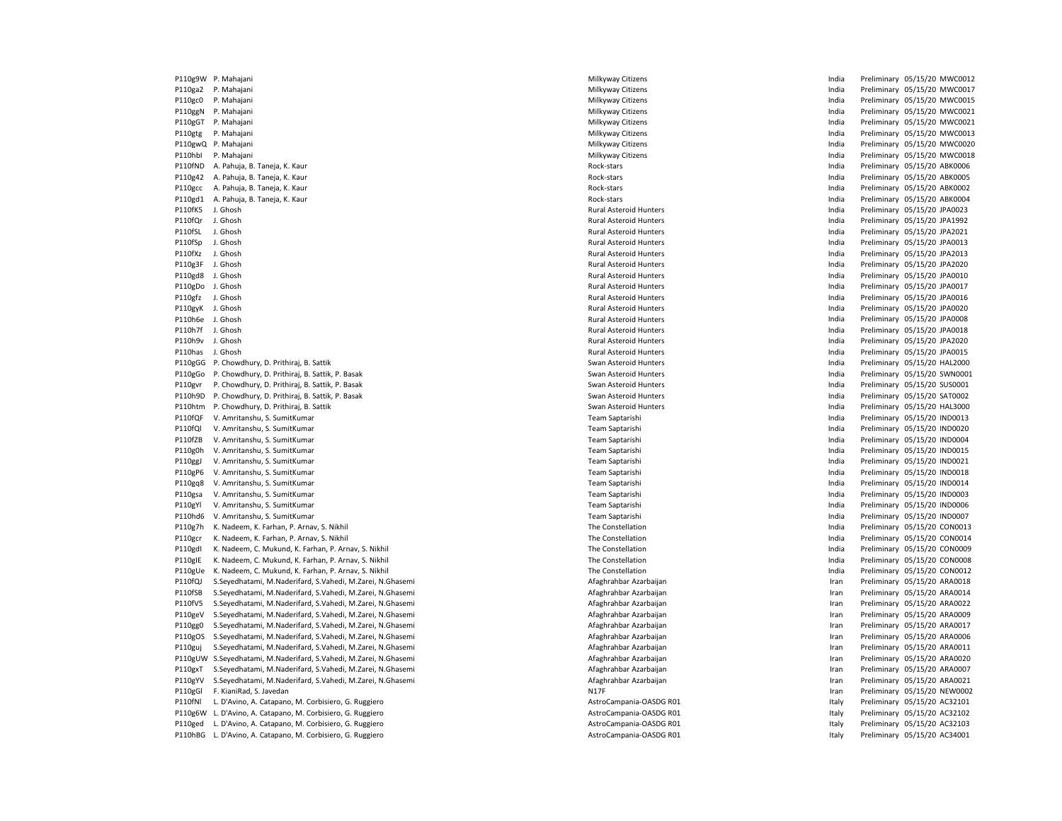| | | | | | | |
|---|---|---|---|---|---|---|
| P110g9W | P. Mahajani | Milkyway Citizens | India | Preliminary | 05/15/20 | MWC0012 |
| P110ga2 | P. Mahajani | Milkyway Citizens | India | Preliminary | 05/15/20 | MWC0017 |
| P110gc0 | P. Mahajani | Milkyway Citizens | India | Preliminary | 05/15/20 | MWC0015 |
| P110ggN | P. Mahajani | Milkyway Citizens | India | Preliminary | 05/15/20 | MWC0021 |
| P110gGT | P. Mahajani | Milkyway Citizens | India | Preliminary | 05/15/20 | MWC0021 |
| P110gtg | P. Mahajani | Milkyway Citizens | India | Preliminary | 05/15/20 | MWC0013 |
| P110gwQ | P. Mahajani | Milkyway Citizens | India | Preliminary | 05/15/20 | MWC0020 |
| P110hbl | P. Mahajani | Milkyway Citizens | India | Preliminary | 05/15/20 | MWC0018 |
| P110fND | A. Pahuja, B. Taneja, K. Kaur | Rock-stars | India | Preliminary | 05/15/20 | ABK0006 |
| P110g42 | A. Pahuja, B. Taneja, K. Kaur | Rock-stars | India | Preliminary | 05/15/20 | ABK0005 |
| P110gcc | A. Pahuja, B. Taneja, K. Kaur | Rock-stars | India | Preliminary | 05/15/20 | ABK0002 |
| P110gd1 | A. Pahuja, B. Taneja, K. Kaur | Rock-stars | India | Preliminary | 05/15/20 | ABK0004 |
| P110fK5 | J. Ghosh | Rural Asteroid Hunters | India | Preliminary | 05/15/20 | JPA0023 |
| P110fQr | J. Ghosh | Rural Asteroid Hunters | India | Preliminary | 05/15/20 | JPA1992 |
| P110fSL | J. Ghosh | Rural Asteroid Hunters | India | Preliminary | 05/15/20 | JPA2021 |
| P110fSp | J. Ghosh | Rural Asteroid Hunters | India | Preliminary | 05/15/20 | JPA0013 |
| P110fXz | J. Ghosh | Rural Asteroid Hunters | India | Preliminary | 05/15/20 | JPA2013 |
| P110g3F | J. Ghosh | Rural Asteroid Hunters | India | Preliminary | 05/15/20 | JPA2020 |
| P110gd8 | J. Ghosh | Rural Asteroid Hunters | India | Preliminary | 05/15/20 | JPA0010 |
| P110gDo | J. Ghosh | Rural Asteroid Hunters | India | Preliminary | 05/15/20 | JPA0017 |
| P110gfz | J. Ghosh | Rural Asteroid Hunters | India | Preliminary | 05/15/20 | JPA0016 |
| P110gyK | J. Ghosh | Rural Asteroid Hunters | India | Preliminary | 05/15/20 | JPA0020 |
| P110h6e | J. Ghosh | Rural Asteroid Hunters | India | Preliminary | 05/15/20 | JPA0008 |
| P110h7f | J. Ghosh | Rural Asteroid Hunters | India | Preliminary | 05/15/20 | JPA0018 |
| P110h9v | J. Ghosh | Rural Asteroid Hunters | India | Preliminary | 05/15/20 | JPA2020 |
| P110has | J. Ghosh | Rural Asteroid Hunters | India | Preliminary | 05/15/20 | JPA0015 |
| P110gGG | P. Chowdhury, D. Prithiraj, B. Sattik | Swan Asteroid Hunters | India | Preliminary | 05/15/20 | HAL2000 |
| P110gGo | P. Chowdhury, D. Prithiraj, B. Sattik, P. Basak | Swan Asteroid Hunters | India | Preliminary | 05/15/20 | SWN0001 |
| P110gvr | P. Chowdhury, D. Prithiraj, B. Sattik, P. Basak | Swan Asteroid Hunters | India | Preliminary | 05/15/20 | SUS0001 |
| P110h9D | P. Chowdhury, D. Prithiraj, B. Sattik, P. Basak | Swan Asteroid Hunters | India | Preliminary | 05/15/20 | SAT0002 |
| P110htm | P. Chowdhury, D. Prithiraj, B. Sattik | Swan Asteroid Hunters | India | Preliminary | 05/15/20 | HAL3000 |
| P110fQF | V. Amritanshu, S. SumitKumar | Team Saptarishi | India | Preliminary | 05/15/20 | IND0013 |
| P110fQl | V. Amritanshu, S. SumitKumar | Team Saptarishi | India | Preliminary | 05/15/20 | IND0020 |
| P110fZB | V. Amritanshu, S. SumitKumar | Team Saptarishi | India | Preliminary | 05/15/20 | IND0004 |
| P110g0h | V. Amritanshu, S. SumitKumar | Team Saptarishi | India | Preliminary | 05/15/20 | IND0015 |
| P110ggJ | V. Amritanshu, S. SumitKumar | Team Saptarishi | India | Preliminary | 05/15/20 | IND0021 |
| P110gP6 | V. Amritanshu, S. SumitKumar | Team Saptarishi | India | Preliminary | 05/15/20 | IND0018 |
| P110gq8 | V. Amritanshu, S. SumitKumar | Team Saptarishi | India | Preliminary | 05/15/20 | IND0014 |
| P110gsa | V. Amritanshu, S. SumitKumar | Team Saptarishi | India | Preliminary | 05/15/20 | IND0003 |
| P110gYl | V. Amritanshu, S. SumitKumar | Team Saptarishi | India | Preliminary | 05/15/20 | IND0006 |
| P110hd6 | V. Amritanshu, S. SumitKumar | Team Saptarishi | India | Preliminary | 05/15/20 | IND0007 |
| P110g7h | K. Nadeem, K. Farhan, P. Arnav, S. Nikhil | The Constellation | India | Preliminary | 05/15/20 | CON0013 |
| P110gcr | K. Nadeem, K. Farhan, P. Arnav, S. Nikhil | The Constellation | India | Preliminary | 05/15/20 | CON0014 |
| P110gdl | K. Nadeem, C. Mukund, K. Farhan, P. Arnav, S. Nikhil | The Constellation | India | Preliminary | 05/15/20 | CON0009 |
| P110glE | K. Nadeem, C. Mukund, K. Farhan, P. Arnav, S. Nikhil | The Constellation | India | Preliminary | 05/15/20 | CON0008 |
| P110gUe | K. Nadeem, C. Mukund, K. Farhan, P. Arnav, S. Nikhil | The Constellation | India | Preliminary | 05/15/20 | CON0012 |
| P110fQJ | S.Seyedhatami, M.Naderifard, S.Vahedi, M.Zarei, N.Ghasemi | Afaghrahbar Azarbaijan | Iran | Preliminary | 05/15/20 | ARA0018 |
| P110fSB | S.Seyedhatami, M.Naderifard, S.Vahedi, M.Zarei, N.Ghasemi | Afaghrahbar Azarbaijan | Iran | Preliminary | 05/15/20 | ARA0014 |
| P110fV5 | S.Seyedhatami, M.Naderifard, S.Vahedi, M.Zarei, N.Ghasemi | Afaghrahbar Azarbaijan | Iran | Preliminary | 05/15/20 | ARA0022 |
| P110geV | S.Seyedhatami, M.Naderifard, S.Vahedi, M.Zarei, N.Ghasemi | Afaghrahbar Azarbaijan | Iran | Preliminary | 05/15/20 | ARA0009 |
| P110gg0 | S.Seyedhatami, M.Naderifard, S.Vahedi, M.Zarei, N.Ghasemi | Afaghrahbar Azarbaijan | Iran | Preliminary | 05/15/20 | ARA0017 |
| P110gOS | S.Seyedhatami, M.Naderifard, S.Vahedi, M.Zarei, N.Ghasemi | Afaghrahbar Azarbaijan | Iran | Preliminary | 05/15/20 | ARA0006 |
| P110guj | S.Seyedhatami, M.Naderifard, S.Vahedi, M.Zarei, N.Ghasemi | Afaghrahbar Azarbaijan | Iran | Preliminary | 05/15/20 | ARA0011 |
| P110gUW | S.Seyedhatami, M.Naderifard, S.Vahedi, M.Zarei, N.Ghasemi | Afaghrahbar Azarbaijan | Iran | Preliminary | 05/15/20 | ARA0020 |
| P110gxT | S.Seyedhatami, M.Naderifard, S.Vahedi, M.Zarei, N.Ghasemi | Afaghrahbar Azarbaijan | Iran | Preliminary | 05/15/20 | ARA0007 |
| P110gYV | S.Seyedhatami, M.Naderifard, S.Vahedi, M.Zarei, N.Ghasemi | Afaghrahbar Azarbaijan | Iran | Preliminary | 05/15/20 | ARA0021 |
| P110gGl | F. KianiRad, S. Javedan | N17F | Iran | Preliminary | 05/15/20 | NEW0002 |
| P110fNl | L. D'Avino, A. Catapano, M. Corbisiero, G. Ruggiero | AstroCampania-OASDG R01 | Italy | Preliminary | 05/15/20 | AC32101 |
| P110g6W | L. D'Avino, A. Catapano, M. Corbisiero, G. Ruggiero | AstroCampania-OASDG R01 | Italy | Preliminary | 05/15/20 | AC32102 |
| P110ged | L. D'Avino, A. Catapano, M. Corbisiero, G. Ruggiero | AstroCampania-OASDG R01 | Italy | Preliminary | 05/15/20 | AC32103 |
| P110hBG | L. D'Avino, A. Catapano, M. Corbisiero, G. Ruggiero | AstroCampania-OASDG R01 | Italy | Preliminary | 05/15/20 | AC34001 |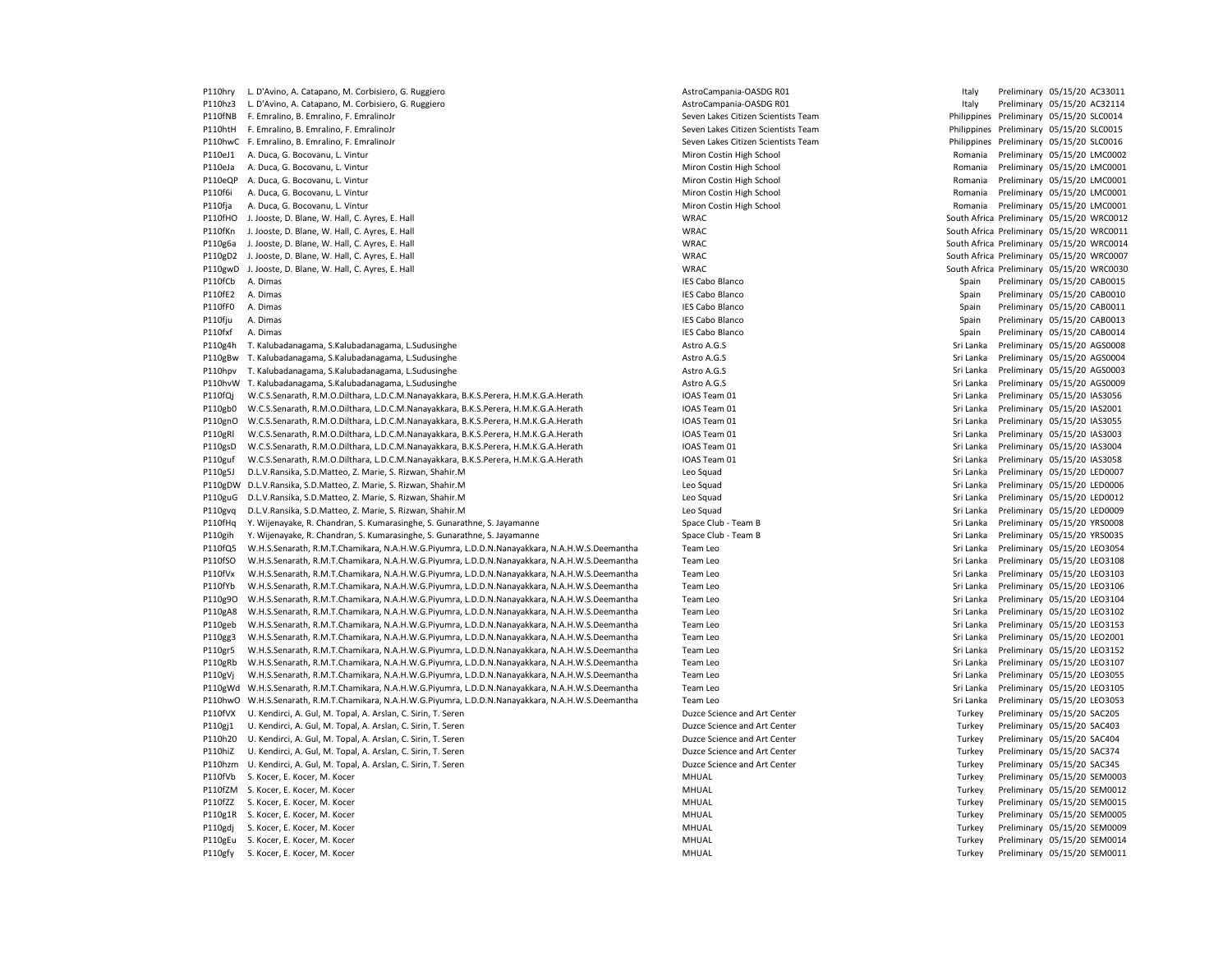| | | | | | | |
|---|---|---|---|---|---|---|
| P110hry | L. D'Avino, A. Catapano, M. Corbisiero, G. Ruggiero | AstroCampania-OASDG R01 | Italy | Preliminary | 05/15/20 | AC33011 |
| P110hz3 | L. D'Avino, A. Catapano, M. Corbisiero, G. Ruggiero | AstroCampania-OASDG R01 | Italy | Preliminary | 05/15/20 | AC32114 |
| P110fNB | F. Emralino, B. Emralino, F. EmralinoJr | Seven Lakes Citizen Scientists Team | Philippines | Preliminary | 05/15/20 | SLC0014 |
| P110htH | F. Emralino, B. Emralino, F. EmralinoJr | Seven Lakes Citizen Scientists Team | Philippines | Preliminary | 05/15/20 | SLC0015 |
| P110hwC | F. Emralino, B. Emralino, F. EmralinoJr | Seven Lakes Citizen Scientists Team | Philippines | Preliminary | 05/15/20 | SLC0016 |
| P110eJ1 | A. Duca, G. Bocovanu, L. Vintur | Miron Costin High School | Romania | Preliminary | 05/15/20 | LMC0002 |
| P110eJa | A. Duca, G. Bocovanu, L. Vintur | Miron Costin High School | Romania | Preliminary | 05/15/20 | LMC0001 |
| P110eQP | A. Duca, G. Bocovanu, L. Vintur | Miron Costin High School | Romania | Preliminary | 05/15/20 | LMC0001 |
| P110f6i | A. Duca, G. Bocovanu, L. Vintur | Miron Costin High School | Romania | Preliminary | 05/15/20 | LMC0001 |
| P110fja | A. Duca, G. Bocovanu, L. Vintur | Miron Costin High School | Romania | Preliminary | 05/15/20 | LMC0001 |
| P110fHO | J. Jooste, D. Blane, W. Hall, C. Ayres, E. Hall | WRAC | South Africa | Preliminary | 05/15/20 | WRC0012 |
| P110fKn | J. Jooste, D. Blane, W. Hall, C. Ayres, E. Hall | WRAC | South Africa | Preliminary | 05/15/20 | WRC0011 |
| P110g6a | J. Jooste, D. Blane, W. Hall, C. Ayres, E. Hall | WRAC | South Africa | Preliminary | 05/15/20 | WRC0014 |
| P110gD2 | J. Jooste, D. Blane, W. Hall, C. Ayres, E. Hall | WRAC | South Africa | Preliminary | 05/15/20 | WRC0007 |
| P110gwD | J. Jooste, D. Blane, W. Hall, C. Ayres, E. Hall | WRAC | South Africa | Preliminary | 05/15/20 | WRC0030 |
| P110fCb | A. Dimas | IES Cabo Blanco | Spain | Preliminary | 05/15/20 | CAB0015 |
| P110fE2 | A. Dimas | IES Cabo Blanco | Spain | Preliminary | 05/15/20 | CAB0010 |
| P110fF0 | A. Dimas | IES Cabo Blanco | Spain | Preliminary | 05/15/20 | CAB0011 |
| P110fju | A. Dimas | IES Cabo Blanco | Spain | Preliminary | 05/15/20 | CAB0013 |
| P110fxf | A. Dimas | IES Cabo Blanco | Spain | Preliminary | 05/15/20 | CAB0014 |
| P110g4h | T. Kalubadanagama, S.Kalubadanagama, L.Sudusinghe | Astro A.G.S | Sri Lanka | Preliminary | 05/15/20 | AGS0008 |
| P110gBw | T. Kalubadanagama, S.Kalubadanagama, L.Sudusinghe | Astro A.G.S | Sri Lanka | Preliminary | 05/15/20 | AGS0004 |
| P110hpv | T. Kalubadanagama, S.Kalubadanagama, L.Sudusinghe | Astro A.G.S | Sri Lanka | Preliminary | 05/15/20 | AGS0003 |
| P110hvW | T. Kalubadanagama, S.Kalubadanagama, L.Sudusinghe | Astro A.G.S | Sri Lanka | Preliminary | 05/15/20 | AGS0009 |
| P110fQj | W.C.S.Senarath, R.M.O.Dilthara, L.D.C.M.Nanayakkara, B.K.S.Perera, H.M.K.G.A.Herath | IOAS Team 01 | Sri Lanka | Preliminary | 05/15/20 | IAS3056 |
| P110gb0 | W.C.S.Senarath, R.M.O.Dilthara, L.D.C.M.Nanayakkara, B.K.S.Perera, H.M.K.G.A.Herath | IOAS Team 01 | Sri Lanka | Preliminary | 05/15/20 | IAS2001 |
| P110gnO | W.C.S.Senarath, R.M.O.Dilthara, L.D.C.M.Nanayakkara, B.K.S.Perera, H.M.K.G.A.Herath | IOAS Team 01 | Sri Lanka | Preliminary | 05/15/20 | IAS3055 |
| P110gRl | W.C.S.Senarath, R.M.O.Dilthara, L.D.C.M.Nanayakkara, B.K.S.Perera, H.M.K.G.A.Herath | IOAS Team 01 | Sri Lanka | Preliminary | 05/15/20 | IAS3003 |
| P110gsD | W.C.S.Senarath, R.M.O.Dilthara, L.D.C.M.Nanayakkara, B.K.S.Perera, H.M.K.G.A.Herath | IOAS Team 01 | Sri Lanka | Preliminary | 05/15/20 | IAS3004 |
| P110guf | W.C.S.Senarath, R.M.O.Dilthara, L.D.C.M.Nanayakkara, B.K.S.Perera, H.M.K.G.A.Herath | IOAS Team 01 | Sri Lanka | Preliminary | 05/15/20 | IAS3058 |
| P110g5J | D.L.V.Ransika, S.D.Matteo, Z. Marie, S. Rizwan, Shahir.M | Leo Squad | Sri Lanka | Preliminary | 05/15/20 | LED0007 |
| P110gDW | D.L.V.Ransika, S.D.Matteo, Z. Marie, S. Rizwan, Shahir.M | Leo Squad | Sri Lanka | Preliminary | 05/15/20 | LED0006 |
| P110guG | D.L.V.Ransika, S.D.Matteo, Z. Marie, S. Rizwan, Shahir.M | Leo Squad | Sri Lanka | Preliminary | 05/15/20 | LED0012 |
| P110gvq | D.L.V.Ransika, S.D.Matteo, Z. Marie, S. Rizwan, Shahir.M | Leo Squad | Sri Lanka | Preliminary | 05/15/20 | LED0009 |
| P110fHq | Y. Wijenayake, R. Chandran, S. Kumarasinghe, S. Gunarathne, S. Jayamanne | Space Club - Team B | Sri Lanka | Preliminary | 05/15/20 | YRS0008 |
| P110gih | Y. Wijenayake, R. Chandran, S. Kumarasinghe, S. Gunarathne, S. Jayamanne | Space Club - Team B | Sri Lanka | Preliminary | 05/15/20 | YRS0035 |
| P110fQ5 | W.H.S.Senarath, R.M.T.Chamikara, N.A.H.W.G.Piyumra, L.D.D.N.Nanayakkara, N.A.H.W.S.Deemantha | Team Leo | Sri Lanka | Preliminary | 05/15/20 | LEO3054 |
| P110fSO | W.H.S.Senarath, R.M.T.Chamikara, N.A.H.W.G.Piyumra, L.D.D.N.Nanayakkara, N.A.H.W.S.Deemantha | Team Leo | Sri Lanka | Preliminary | 05/15/20 | LEO3108 |
| P110fVx | W.H.S.Senarath, R.M.T.Chamikara, N.A.H.W.G.Piyumra, L.D.D.N.Nanayakkara, N.A.H.W.S.Deemantha | Team Leo | Sri Lanka | Preliminary | 05/15/20 | LEO3103 |
| P110fYb | W.H.S.Senarath, R.M.T.Chamikara, N.A.H.W.G.Piyumra, L.D.D.N.Nanayakkara, N.A.H.W.S.Deemantha | Team Leo | Sri Lanka | Preliminary | 05/15/20 | LEO3106 |
| P110g9O | W.H.S.Senarath, R.M.T.Chamikara, N.A.H.W.G.Piyumra, L.D.D.N.Nanayakkara, N.A.H.W.S.Deemantha | Team Leo | Sri Lanka | Preliminary | 05/15/20 | LEO3104 |
| P110gA8 | W.H.S.Senarath, R.M.T.Chamikara, N.A.H.W.G.Piyumra, L.D.D.N.Nanayakkara, N.A.H.W.S.Deemantha | Team Leo | Sri Lanka | Preliminary | 05/15/20 | LEO3102 |
| P110geb | W.H.S.Senarath, R.M.T.Chamikara, N.A.H.W.G.Piyumra, L.D.D.N.Nanayakkara, N.A.H.W.S.Deemantha | Team Leo | Sri Lanka | Preliminary | 05/15/20 | LEO3153 |
| P110gg3 | W.H.S.Senarath, R.M.T.Chamikara, N.A.H.W.G.Piyumra, L.D.D.N.Nanayakkara, N.A.H.W.S.Deemantha | Team Leo | Sri Lanka | Preliminary | 05/15/20 | LEO2001 |
| P110gr5 | W.H.S.Senarath, R.M.T.Chamikara, N.A.H.W.G.Piyumra, L.D.D.N.Nanayakkara, N.A.H.W.S.Deemantha | Team Leo | Sri Lanka | Preliminary | 05/15/20 | LEO3152 |
| P110gRb | W.H.S.Senarath, R.M.T.Chamikara, N.A.H.W.G.Piyumra, L.D.D.N.Nanayakkara, N.A.H.W.S.Deemantha | Team Leo | Sri Lanka | Preliminary | 05/15/20 | LEO3107 |
| P110gVj | W.H.S.Senarath, R.M.T.Chamikara, N.A.H.W.G.Piyumra, L.D.D.N.Nanayakkara, N.A.H.W.S.Deemantha | Team Leo | Sri Lanka | Preliminary | 05/15/20 | LEO3055 |
| P110gWd | W.H.S.Senarath, R.M.T.Chamikara, N.A.H.W.G.Piyumra, L.D.D.N.Nanayakkara, N.A.H.W.S.Deemantha | Team Leo | Sri Lanka | Preliminary | 05/15/20 | LEO3105 |
| P110hwO | W.H.S.Senarath, R.M.T.Chamikara, N.A.H.W.G.Piyumra, L.D.D.N.Nanayakkara, N.A.H.W.S.Deemantha | Team Leo | Sri Lanka | Preliminary | 05/15/20 | LEO3053 |
| P110fVX | U. Kendirci, A. Gul, M. Topal, A. Arslan, C. Sirin, T. Seren | Duzce Science and Art Center | Turkey | Preliminary | 05/15/20 | SAC205 |
| P110gj1 | U. Kendirci, A. Gul, M. Topal, A. Arslan, C. Sirin, T. Seren | Duzce Science and Art Center | Turkey | Preliminary | 05/15/20 | SAC403 |
| P110h20 | U. Kendirci, A. Gul, M. Topal, A. Arslan, C. Sirin, T. Seren | Duzce Science and Art Center | Turkey | Preliminary | 05/15/20 | SAC404 |
| P110hiZ | U. Kendirci, A. Gul, M. Topal, A. Arslan, C. Sirin, T. Seren | Duzce Science and Art Center | Turkey | Preliminary | 05/15/20 | SAC374 |
| P110hzm | U. Kendirci, A. Gul, M. Topal, A. Arslan, C. Sirin, T. Seren | Duzce Science and Art Center | Turkey | Preliminary | 05/15/20 | SAC345 |
| P110fVb | S. Kocer, E. Kocer, M. Kocer | MHUAL | Turkey | Preliminary | 05/15/20 | SEM0003 |
| P110fZM | S. Kocer, E. Kocer, M. Kocer | MHUAL | Turkey | Preliminary | 05/15/20 | SEM0012 |
| P110fZZ | S. Kocer, E. Kocer, M. Kocer | MHUAL | Turkey | Preliminary | 05/15/20 | SEM0015 |
| P110g1R | S. Kocer, E. Kocer, M. Kocer | MHUAL | Turkey | Preliminary | 05/15/20 | SEM0005 |
| P110gdj | S. Kocer, E. Kocer, M. Kocer | MHUAL | Turkey | Preliminary | 05/15/20 | SEM0009 |
| P110gEu | S. Kocer, E. Kocer, M. Kocer | MHUAL | Turkey | Preliminary | 05/15/20 | SEM0014 |
| P110gfy | S. Kocer, E. Kocer, M. Kocer | MHUAL | Turkey | Preliminary | 05/15/20 | SEM0011 |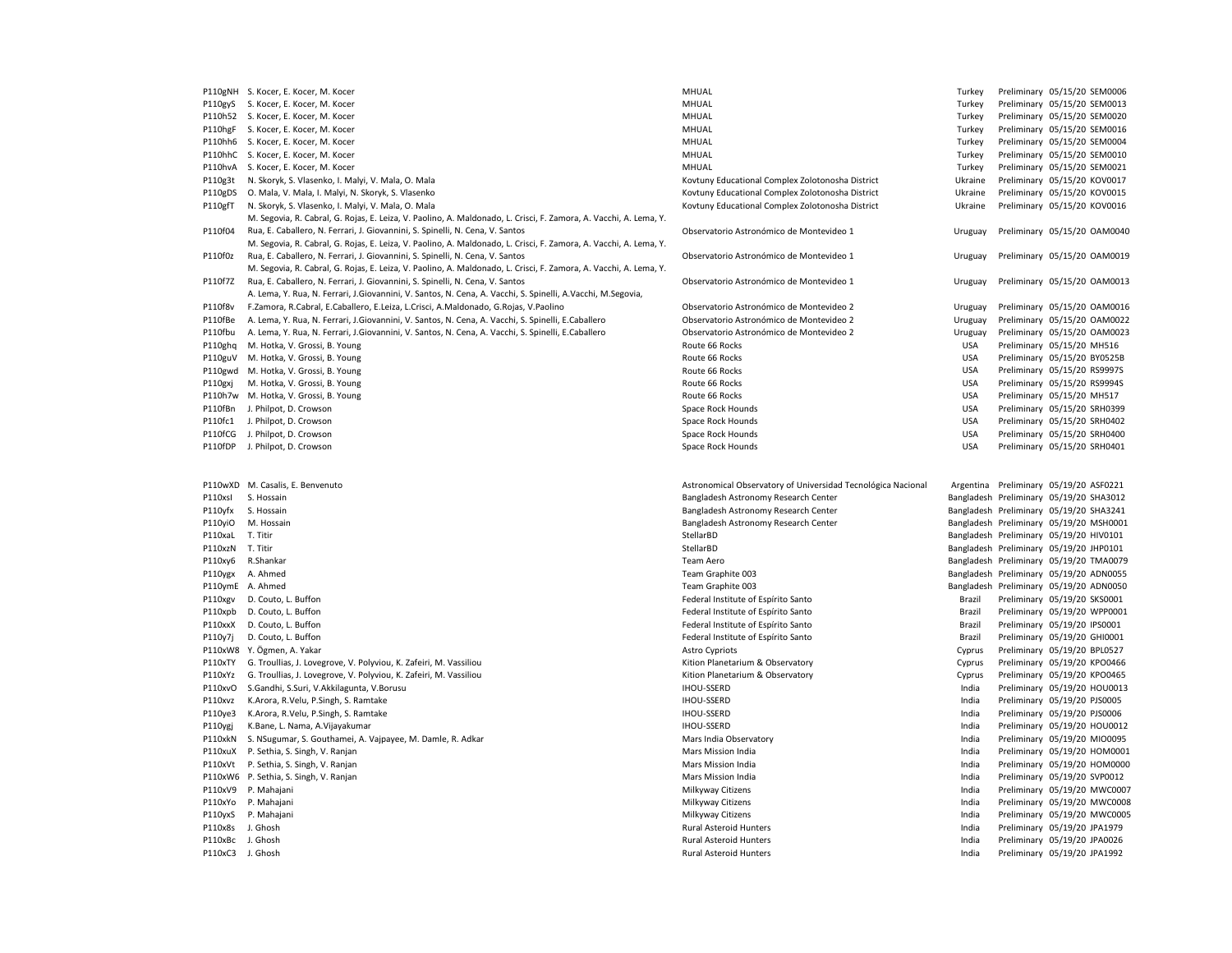| | | | | | | |
|---|---|---|---|---|---|---|
| P110gNH | S. Kocer, E. Kocer, M. Kocer | MHUAL | Turkey | Preliminary | 05/15/20 | SEM0006 |
| P110gyS | S. Kocer, E. Kocer, M. Kocer | MHUAL | Turkey | Preliminary | 05/15/20 | SEM0013 |
| P110h52 | S. Kocer, E. Kocer, M. Kocer | MHUAL | Turkey | Preliminary | 05/15/20 | SEM0020 |
| P110hgF | S. Kocer, E. Kocer, M. Kocer | MHUAL | Turkey | Preliminary | 05/15/20 | SEM0016 |
| P110hh6 | S. Kocer, E. Kocer, M. Kocer | MHUAL | Turkey | Preliminary | 05/15/20 | SEM0004 |
| P110hhC | S. Kocer, E. Kocer, M. Kocer | MHUAL | Turkey | Preliminary | 05/15/20 | SEM0010 |
| P110hvA | S. Kocer, E. Kocer, M. Kocer | MHUAL | Turkey | Preliminary | 05/15/20 | SEM0021 |
| P110g3t | N. Skoryk, S. Vlasenko, I. Malyi, V. Mala, O. Mala | Kovtuny Educational Complex Zolotonosha District | Ukraine | Preliminary | 05/15/20 | KOV0017 |
| P110gDS | O. Mala, V. Mala, I. Malyi, N. Skoryk, S. Vlasenko | Kovtuny Educational Complex Zolotonosha District | Ukraine | Preliminary | 05/15/20 | KOV0015 |
| P110gfT | N. Skoryk, S. Vlasenko, I. Malyi, V. Mala, O. Mala | Kovtuny Educational Complex Zolotonosha District | Ukraine | Preliminary | 05/15/20 | KOV0016 |
| P110f04 | M. Segovia, R. Cabral, G. Rojas, E. Leiza, V. Paolino, A. Maldonado, L. Crisci, F. Zamora, A. Vacchi, A. Lema, Y. Rua, E. Caballero, N. Ferrari, J. Giovannini, S. Spinelli, N. Cena, V. Santos | Observatorio Astronómico de Montevideo 1 | Uruguay | Preliminary | 05/15/20 | OAM0040 |
| P110f0z | M. Segovia, R. Cabral, G. Rojas, E. Leiza, V. Paolino, A. Maldonado, L. Crisci, F. Zamora, A. Vacchi, A. Lema, Y. Rua, E. Caballero, N. Ferrari, J. Giovannini, S. Spinelli, N. Cena, V. Santos | Observatorio Astronómico de Montevideo 1 | Uruguay | Preliminary | 05/15/20 | OAM0019 |
| P110f7Z | M. Segovia, R. Cabral, G. Rojas, E. Leiza, V. Paolino, A. Maldonado, L. Crisci, F. Zamora, A. Vacchi, A. Lema, Y. Rua, E. Caballero, N. Ferrari, J. Giovannini, S. Spinelli, N. Cena, V. Santos | Observatorio Astronómico de Montevideo 1 | Uruguay | Preliminary | 05/15/20 | OAM0013 |
| P110f8v | A. Lema, Y. Rua, N. Ferrari, J.Giovannini, V. Santos, N. Cena, A. Vacchi, S. Spinelli, A.Vacchi, M.Segovia, F.Zamora, R.Cabral, E.Caballero, E.Leiza, L.Crisci, A.Maldonado, G.Rojas, V.Paolino | Observatorio Astronómico de Montevideo 2 | Uruguay | Preliminary | 05/15/20 | OAM0016 |
| P110fBe | A. Lema, Y. Rua, N. Ferrari, J.Giovannini, V. Santos, N. Cena, A. Vacchi, S. Spinelli, E.Caballero | Observatorio Astronómico de Montevideo 2 | Uruguay | Preliminary | 05/15/20 | OAM0022 |
| P110fbu | A. Lema, Y. Rua, N. Ferrari, J.Giovannini, V. Santos, N. Cena, A. Vacchi, S. Spinelli, E.Caballero | Observatorio Astronómico de Montevideo 2 | Uruguay | Preliminary | 05/15/20 | OAM0023 |
| P110ghq | M. Hotka, V. Grossi, B. Young | Route 66 Rocks | USA | Preliminary | 05/15/20 | MH516 |
| P110guV | M. Hotka, V. Grossi, B. Young | Route 66 Rocks | USA | Preliminary | 05/15/20 | BY0525B |
| P110gwd | M. Hotka, V. Grossi, B. Young | Route 66 Rocks | USA | Preliminary | 05/15/20 | RS9997S |
| P110gxj | M. Hotka, V. Grossi, B. Young | Route 66 Rocks | USA | Preliminary | 05/15/20 | RS9994S |
| P110h7w | M. Hotka, V. Grossi, B. Young | Route 66 Rocks | USA | Preliminary | 05/15/20 | MH517 |
| P110fBn | J. Philpot, D. Crowson | Space Rock Hounds | USA | Preliminary | 05/15/20 | SRH0399 |
| P110fc1 | J. Philpot, D. Crowson | Space Rock Hounds | USA | Preliminary | 05/15/20 | SRH0402 |
| P110fCG | J. Philpot, D. Crowson | Space Rock Hounds | USA | Preliminary | 05/15/20 | SRH0400 |
| P110fDP | J. Philpot, D. Crowson | Space Rock Hounds | USA | Preliminary | 05/15/20 | SRH0401 |

| | | | | | | |
|---|---|---|---|---|---|---|
| P110wXD | M. Casalis, E. Benvenuto | Astronomical Observatory of Universidad Tecnológica Nacional | Argentina | Preliminary | 05/19/20 | ASF0221 |
| P110xsI | S. Hossain | Bangladesh Astronomy Research Center | Bangladesh | Preliminary | 05/19/20 | SHA3012 |
| P110yfx | S. Hossain | Bangladesh Astronomy Research Center | Bangladesh | Preliminary | 05/19/20 | SHA3241 |
| P110yiO | M. Hossain | Bangladesh Astronomy Research Center | Bangladesh | Preliminary | 05/19/20 | MSH0001 |
| P110xaL | T. Titir | StellarBD | Bangladesh | Preliminary | 05/19/20 | HIV0101 |
| P110xzN | T. Titir | StellarBD | Bangladesh | Preliminary | 05/19/20 | JHP0101 |
| P110xy6 | R.Shankar | Team Aero | Bangladesh | Preliminary | 05/19/20 | TMA0079 |
| P110ygx | A. Ahmed | Team Graphite 003 | Bangladesh | Preliminary | 05/19/20 | ADN0055 |
| P110ymE | A. Ahmed | Team Graphite 003 | Bangladesh | Preliminary | 05/19/20 | ADN0050 |
| P110xgv | D. Couto, L. Buffon | Federal Institute of Espírito Santo | Brazil | Preliminary | 05/19/20 | SKS0001 |
| P110xpb | D. Couto, L. Buffon | Federal Institute of Espírito Santo | Brazil | Preliminary | 05/19/20 | WPP0001 |
| P110xxX | D. Couto, L. Buffon | Federal Institute of Espírito Santo | Brazil | Preliminary | 05/19/20 | IPS0001 |
| P110y7j | D. Couto, L. Buffon | Federal Institute of Espírito Santo | Brazil | Preliminary | 05/19/20 | GHI0001 |
| P110xW8 | Y. Ögmen, A. Yakar | Astro Cypriots | Cyprus | Preliminary | 05/19/20 | BPL0527 |
| P110xTY | G. Troullias, J. Lovegrove, V. Polyviou, K. Zafeiri, M. Vassiliou | Kition Planetarium & Observatory | Cyprus | Preliminary | 05/19/20 | KPO0466 |
| P110xYz | G. Troullias, J. Lovegrove, V. Polyviou, K. Zafeiri, M. Vassiliou | Kition Planetarium & Observatory | Cyprus | Preliminary | 05/19/20 | KPO0465 |
| P110xvO | S.Gandhi, S.Suri, V.Akkilagunta, V.Borusu | IHOU-SSERD | India | Preliminary | 05/19/20 | HOU0013 |
| P110xvz | K.Arora, R.Velu, P.Singh, S. Ramtake | IHOU-SSERD | India | Preliminary | 05/19/20 | PJS0005 |
| P110ye3 | K.Arora, R.Velu, P.Singh, S. Ramtake | IHOU-SSERD | India | Preliminary | 05/19/20 | PJS0006 |
| P110ygj | K.Bane, L. Nama, A.Vijayakumar | IHOU-SSERD | India | Preliminary | 05/19/20 | HOU0012 |
| P110xkN | S. NSugumar, S. Gouthamei, A. Vajpayee, M. Damle, R. Adkar | Mars India Observatory | India | Preliminary | 05/19/20 | MIO0095 |
| P110xuX | P. Sethia, S. Singh, V. Ranjan | Mars Mission India | India | Preliminary | 05/19/20 | HOM0001 |
| P110xVt | P. Sethia, S. Singh, V. Ranjan | Mars Mission India | India | Preliminary | 05/19/20 | HOM0000 |
| P110xW6 | P. Sethia, S. Singh, V. Ranjan | Mars Mission India | India | Preliminary | 05/19/20 | SVP0012 |
| P110xV9 | P. Mahajani | Milkyway Citizens | India | Preliminary | 05/19/20 | MWC0007 |
| P110xYo | P. Mahajani | Milkyway Citizens | India | Preliminary | 05/19/20 | MWC0008 |
| P110yxS | P. Mahajani | Milkyway Citizens | India | Preliminary | 05/19/20 | MWC0005 |
| P110x8s | J. Ghosh | Rural Asteroid Hunters | India | Preliminary | 05/19/20 | JPA1979 |
| P110xBc | J. Ghosh | Rural Asteroid Hunters | India | Preliminary | 05/19/20 | JPA0026 |
| P110xC3 | J. Ghosh | Rural Asteroid Hunters | India | Preliminary | 05/19/20 | JPA1992 |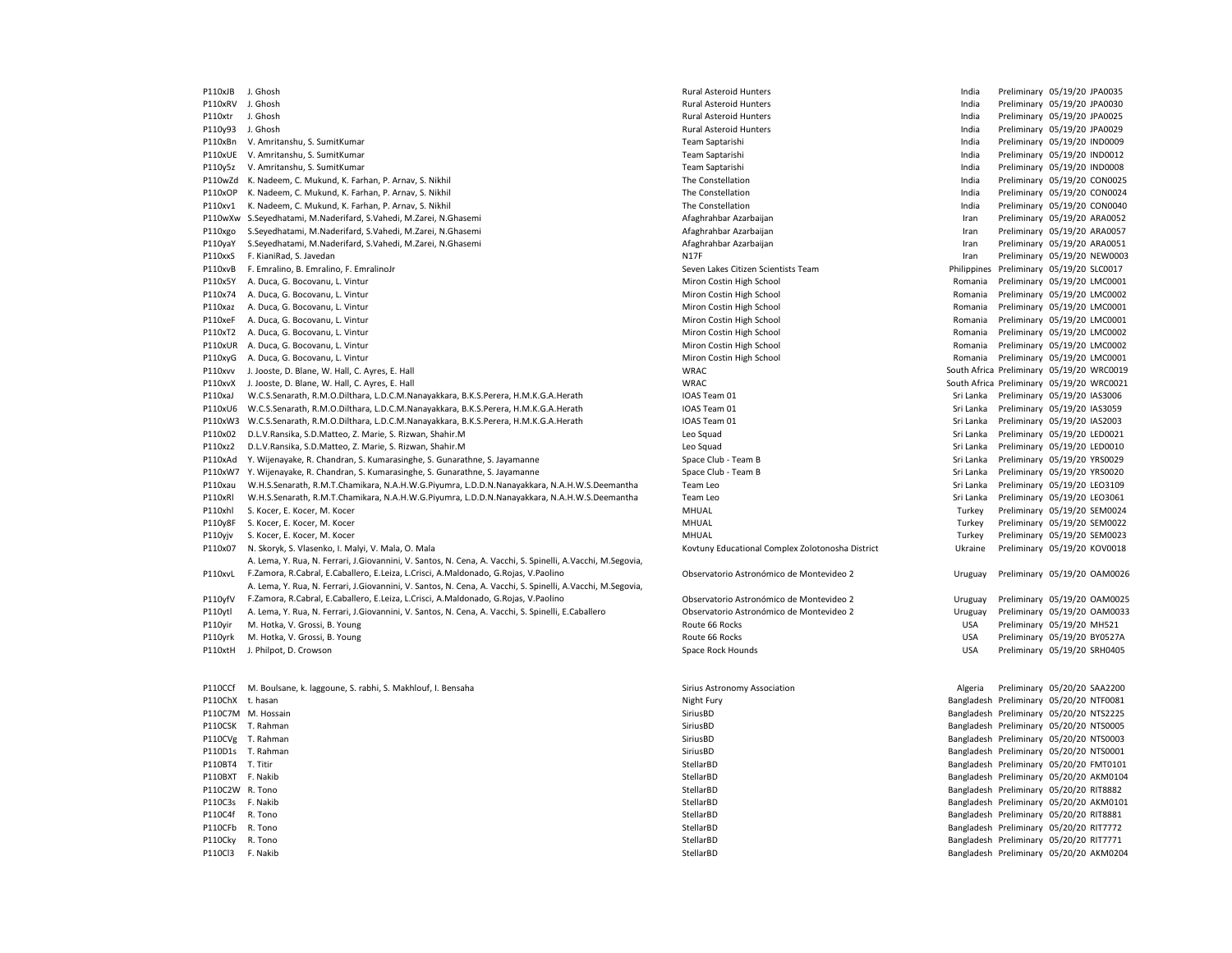| | | | | | | |
|---|---|---|---|---|---|---|
| P110xJB | J. Ghosh | Rural Asteroid Hunters | India | Preliminary | 05/19/20 | JPA0035 |
| P110xRV | J. Ghosh | Rural Asteroid Hunters | India | Preliminary | 05/19/20 | JPA0030 |
| P110xtr | J. Ghosh | Rural Asteroid Hunters | India | Preliminary | 05/19/20 | JPA0025 |
| P110y93 | J. Ghosh | Rural Asteroid Hunters | India | Preliminary | 05/19/20 | JPA0029 |
| P110xBn | V. Amritanshu, S. SumitKumar | Team Saptarishi | India | Preliminary | 05/19/20 | IND0009 |
| P110xUE | V. Amritanshu, S. SumitKumar | Team Saptarishi | India | Preliminary | 05/19/20 | IND0012 |
| P110y5z | V. Amritanshu, S. SumitKumar | Team Saptarishi | India | Preliminary | 05/19/20 | IND0008 |
| P110wZd | K. Nadeem, C. Mukund, K. Farhan, P. Arnav, S. Nikhil | The Constellation | India | Preliminary | 05/19/20 | CON0025 |
| P110xOP | K. Nadeem, C. Mukund, K. Farhan, P. Arnav, S. Nikhil | The Constellation | India | Preliminary | 05/19/20 | CON0024 |
| P110xv1 | K. Nadeem, C. Mukund, K. Farhan, P. Arnav, S. Nikhil | The Constellation | India | Preliminary | 05/19/20 | CON0040 |
| P110wXw | S.Seyedhatami, M.Naderifard, S.Vahedi, M.Zarei, N.Ghasemi | Afaghrahbar Azarbaijan | Iran | Preliminary | 05/19/20 | ARA0052 |
| P110xgo | S.Seyedhatami, M.Naderifard, S.Vahedi, M.Zarei, N.Ghasemi | Afaghrahbar Azarbaijan | Iran | Preliminary | 05/19/20 | ARA0057 |
| P110yaY | S.Seyedhatami, M.Naderifard, S.Vahedi, M.Zarei, N.Ghasemi | Afaghrahbar Azarbaijan | Iran | Preliminary | 05/19/20 | ARA0051 |
| P110xxS | F. KianiRad, S. Javedan | N17F | Iran | Preliminary | 05/19/20 | NEW0003 |
| P110xvB | F. Emralino, B. Emralino, F. EmralinoJr | Seven Lakes Citizen Scientists Team | Philippines | Preliminary | 05/19/20 | SLC0017 |
| P110x5Y | A. Duca, G. Bocovanu, L. Vintur | Miron Costin High School | Romania | Preliminary | 05/19/20 | LMC0001 |
| P110x74 | A. Duca, G. Bocovanu, L. Vintur | Miron Costin High School | Romania | Preliminary | 05/19/20 | LMC0002 |
| P110xaz | A. Duca, G. Bocovanu, L. Vintur | Miron Costin High School | Romania | Preliminary | 05/19/20 | LMC0001 |
| P110xeF | A. Duca, G. Bocovanu, L. Vintur | Miron Costin High School | Romania | Preliminary | 05/19/20 | LMC0001 |
| P110xT2 | A. Duca, G. Bocovanu, L. Vintur | Miron Costin High School | Romania | Preliminary | 05/19/20 | LMC0002 |
| P110xUR | A. Duca, G. Bocovanu, L. Vintur | Miron Costin High School | Romania | Preliminary | 05/19/20 | LMC0002 |
| P110xyG | A. Duca, G. Bocovanu, L. Vintur | Miron Costin High School | Romania | Preliminary | 05/19/20 | LMC0001 |
| P110xvv | J. Jooste, D. Blane, W. Hall, C. Ayres, E. Hall | WRAC | South Africa | Preliminary | 05/19/20 | WRC0019 |
| P110xvX | J. Jooste, D. Blane, W. Hall, C. Ayres, E. Hall | WRAC | South Africa | Preliminary | 05/19/20 | WRC0021 |
| P110xaJ | W.C.S.Senarath, R.M.O.Dilthara, L.D.C.M.Nanayakkara, B.K.S.Perera, H.M.K.G.A.Herath | IOAS Team 01 | Sri Lanka | Preliminary | 05/19/20 | IAS3006 |
| P110xU6 | W.C.S.Senarath, R.M.O.Dilthara, L.D.C.M.Nanayakkara, B.K.S.Perera, H.M.K.G.A.Herath | IOAS Team 01 | Sri Lanka | Preliminary | 05/19/20 | IAS3059 |
| P110xW3 | W.C.S.Senarath, R.M.O.Dilthara, L.D.C.M.Nanayakkara, B.K.S.Perera, H.M.K.G.A.Herath | IOAS Team 01 | Sri Lanka | Preliminary | 05/19/20 | IAS2003 |
| P110x02 | D.L.V.Ransika, S.D.Matteo, Z. Marie, S. Rizwan, Shahir.M | Leo Squad | Sri Lanka | Preliminary | 05/19/20 | LED0021 |
| P110xz2 | D.L.V.Ransika, S.D.Matteo, Z. Marie, S. Rizwan, Shahir.M | Leo Squad | Sri Lanka | Preliminary | 05/19/20 | LED0010 |
| P110xAd | Y. Wijenayake, R. Chandran, S. Kumarasinghe, S. Gunarathne, S. Jayamanne | Space Club - Team B | Sri Lanka | Preliminary | 05/19/20 | YRS0029 |
| P110xW7 | Y. Wijenayake, R. Chandran, S. Kumarasinghe, S. Gunarathne, S. Jayamanne | Space Club - Team B | Sri Lanka | Preliminary | 05/19/20 | YRS0020 |
| P110xau | W.H.S.Senarath, R.M.T.Chamikara, N.A.H.W.G.Piyumra, L.D.D.N.Nanayakkara, N.A.H.W.S.Deemantha | Team Leo | Sri Lanka | Preliminary | 05/19/20 | LEO3109 |
| P110xRl | W.H.S.Senarath, R.M.T.Chamikara, N.A.H.W.G.Piyumra, L.D.D.N.Nanayakkara, N.A.H.W.S.Deemantha | Team Leo | Sri Lanka | Preliminary | 05/19/20 | LEO3061 |
| P110xhl | S. Kocer, E. Kocer, M. Kocer | MHUAL | Turkey | Preliminary | 05/19/20 | SEM0024 |
| P110y8F | S. Kocer, E. Kocer, M. Kocer | MHUAL | Turkey | Preliminary | 05/19/20 | SEM0022 |
| P110yjv | S. Kocer, E. Kocer, M. Kocer | MHUAL | Turkey | Preliminary | 05/19/20 | SEM0023 |
| P110x07 | N. Skoryk, S. Vlasenko, I. Malyi, V. Mala, O. Mala | Kovtuny Educational Complex Zolotonosha District | Ukraine | Preliminary | 05/19/20 | KOV0018 |
| P110xvL | A. Lema, Y. Rua, N. Ferrari, J.Giovannini, V. Santos, N. Cena, A. Vacchi, S. Spinelli, A.Vacchi, M.Segovia, F.Zamora, R.Cabral, E.Caballero, E.Leiza, L.Crisci, A.Maldonado, G.Rojas, V.Paolino | Observatorio Astronómico de Montevideo 2 | Uruguay | Preliminary | 05/19/20 | OAM0026 |
| P110yfV | A. Lema, Y. Rua, N. Ferrari, J.Giovannini, V. Santos, N. Cena, A. Vacchi, S. Spinelli, A.Vacchi, M.Segovia, F.Zamora, R.Cabral, E.Caballero, E.Leiza, L.Crisci, A.Maldonado, G.Rojas, V.Paolino | Observatorio Astronómico de Montevideo 2 | Uruguay | Preliminary | 05/19/20 | OAM0025 |
| P110ytl | A. Lema, Y. Rua, N. Ferrari, J.Giovannini, V. Santos, N. Cena, A. Vacchi, S. Spinelli, E.Caballero | Observatorio Astronómico de Montevideo 2 | Uruguay | Preliminary | 05/19/20 | OAM0033 |
| P110yir | M. Hotka, V. Grossi, B. Young | Route 66 Rocks | USA | Preliminary | 05/19/20 | MH521 |
| P110yrk | M. Hotka, V. Grossi, B. Young | Route 66 Rocks | USA | Preliminary | 05/19/20 | BY0527A |
| P110xtH | J. Philpot, D. Crowson | Space Rock Hounds | USA | Preliminary | 05/19/20 | SRH0405 |

| | | | | | | |
|---|---|---|---|---|---|---|
| P110CCf | M. Boulsane, k. laggoune, S. rabhi, S. Makhlouf, I. Bensaha | Sirius Astronomy Association | Algeria | Preliminary | 05/20/20 | SAA2200 |
| P110ChX | t. hasan | Night Fury | Bangladesh | Preliminary | 05/20/20 | NTF0081 |
| P110C7M | M. Hossain | SiriusBD | Bangladesh | Preliminary | 05/20/20 | NTS2225 |
| P110CSK | T. Rahman | SiriusBD | Bangladesh | Preliminary | 05/20/20 | NTS0005 |
| P110CVg | T. Rahman | SiriusBD | Bangladesh | Preliminary | 05/20/20 | NTS0003 |
| P110D1s | T. Rahman | SiriusBD | Bangladesh | Preliminary | 05/20/20 | NTS0001 |
| P110BT4 | T. Titir | StellarBD | Bangladesh | Preliminary | 05/20/20 | FMT0101 |
| P110BXT | F. Nakib | StellarBD | Bangladesh | Preliminary | 05/20/20 | AKM0104 |
| P110C2W | R. Tono | StellarBD | Bangladesh | Preliminary | 05/20/20 | RIT8882 |
| P110C3s | F. Nakib | StellarBD | Bangladesh | Preliminary | 05/20/20 | AKM0101 |
| P110C4f | R. Tono | StellarBD | Bangladesh | Preliminary | 05/20/20 | RIT8881 |
| P110CFb | R. Tono | StellarBD | Bangladesh | Preliminary | 05/20/20 | RIT7772 |
| P110Cky | R. Tono | StellarBD | Bangladesh | Preliminary | 05/20/20 | RIT7771 |
| P110Cl3 | F. Nakib | StellarBD | Bangladesh | Preliminary | 05/20/20 | AKM0204 |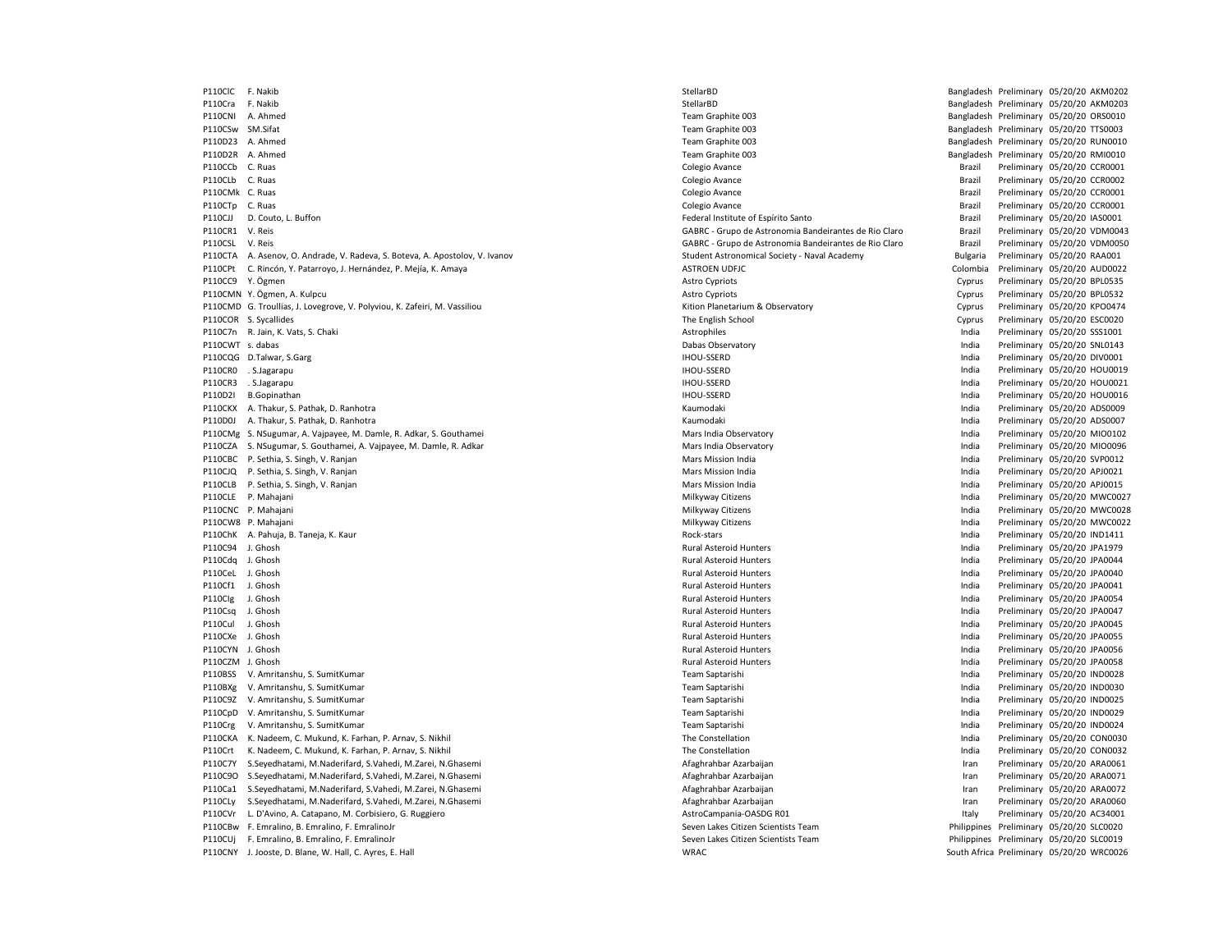| | | | | | | |
|---|---|---|---|---|---|---|
| P110ClC | F. Nakib | StellarBD | Bangladesh | Preliminary | 05/20/20 | AKM0202 |
| P110Cra | F. Nakib | StellarBD | Bangladesh | Preliminary | 05/20/20 | AKM0203 |
| P110CNI | A. Ahmed | Team Graphite 003 | Bangladesh | Preliminary | 05/20/20 | ORS0010 |
| P110CSw | SM.Sifat | Team Graphite 003 | Bangladesh | Preliminary | 05/20/20 | TTS0003 |
| P110D23 | A. Ahmed | Team Graphite 003 | Bangladesh | Preliminary | 05/20/20 | RUN0010 |
| P110D2R | A. Ahmed | Team Graphite 003 | Bangladesh | Preliminary | 05/20/20 | RMI0010 |
| P110CCb | C. Ruas | Colegio Avance | Brazil | Preliminary | 05/20/20 | CCR0001 |
| P110CLb | C. Ruas | Colegio Avance | Brazil | Preliminary | 05/20/20 | CCR0002 |
| P110CMk | C. Ruas | Colegio Avance | Brazil | Preliminary | 05/20/20 | CCR0001 |
| P110CTp | C. Ruas | Colegio Avance | Brazil | Preliminary | 05/20/20 | CCR0001 |
| P110CJJ | D. Couto, L. Buffon | Federal Institute of Espírito Santo | Brazil | Preliminary | 05/20/20 | IAS0001 |
| P110CR1 | V. Reis | GABRC - Grupo de Astronomia Bandeirantes de Rio Claro | Brazil | Preliminary | 05/20/20 | VDM0043 |
| P110CSL | V. Reis | GABRC - Grupo de Astronomia Bandeirantes de Rio Claro | Brazil | Preliminary | 05/20/20 | VDM0050 |
| P110CTA | A. Asenov, O. Andrade, V. Radeva, S. Boteva, A. Apostolov, V. Ivanov | Student Astronomical Society - Naval Academy | Bulgaria | Preliminary | 05/20/20 | RAA001 |
| P110CPt | C. Rincón, Y. Patarroyo, J. Hernández, P. Mejía, K. Amaya | ASTROEN UDFJC | Colombia | Preliminary | 05/20/20 | AUD0022 |
| P110CC9 | Y. Ögmen | Astro Cypriots | Cyprus | Preliminary | 05/20/20 | BPL0535 |
| P110CMN | Y. Ögmen, A. Kulpcu | Astro Cypriots | Cyprus | Preliminary | 05/20/20 | BPL0532 |
| P110CMD | G. Troullias, J. Lovegrove, V. Polyviou, K. Zafeiri, M. Vassiliou | Kition Planetarium & Observatory | Cyprus | Preliminary | 05/20/20 | KPO0474 |
| P110COR | S. Sycallides | The English School | Cyprus | Preliminary | 05/20/20 | ESC0020 |
| P110C7n | R. Jain, K. Vats, S. Chaki | Astrophiles | India | Preliminary | 05/20/20 | SSS1001 |
| P110CWT | s. dabas | Dabas Observatory | India | Preliminary | 05/20/20 | SNL0143 |
| P110CQG | D.Talwar, S.Garg | IHOU-SSERD | India | Preliminary | 05/20/20 | DIV0001 |
| P110CR0 | . S.Jagarapu | IHOU-SSERD | India | Preliminary | 05/20/20 | HOU0019 |
| P110CR3 | . S.Jagarapu | IHOU-SSERD | India | Preliminary | 05/20/20 | HOU0021 |
| P110D2I | B.Gopinathan | IHOU-SSERD | India | Preliminary | 05/20/20 | HOU0016 |
| P110CKX | A. Thakur, S. Pathak, D. Ranhotra | Kaumodaki | India | Preliminary | 05/20/20 | ADS0009 |
| P110D0J | A. Thakur, S. Pathak, D. Ranhotra | Kaumodaki | India | Preliminary | 05/20/20 | ADS0007 |
| P110CMg | S. NSugumar, A. Vajpayee, M. Damle, R. Adkar, S. Gouthamei | Mars India Observatory | India | Preliminary | 05/20/20 | MIO0102 |
| P110CZA | S. NSugumar, S. Gouthamei, A. Vajpayee, M. Damle, R. Adkar | Mars India Observatory | India | Preliminary | 05/20/20 | MIO0096 |
| P110CBC | P. Sethia, S. Singh, V. Ranjan | Mars Mission India | India | Preliminary | 05/20/20 | SVP0012 |
| P110CJQ | P. Sethia, S. Singh, V. Ranjan | Mars Mission India | India | Preliminary | 05/20/20 | APJ0021 |
| P110CLB | P. Sethia, S. Singh, V. Ranjan | Mars Mission India | India | Preliminary | 05/20/20 | APJ0015 |
| P110CLE | P. Mahajani | Milkyway Citizens | India | Preliminary | 05/20/20 | MWC0027 |
| P110CNC | P. Mahajani | Milkyway Citizens | India | Preliminary | 05/20/20 | MWC0028 |
| P110CW8 | P. Mahajani | Milkyway Citizens | India | Preliminary | 05/20/20 | MWC0022 |
| P110ChK | A. Pahuja, B. Taneja, K. Kaur | Rock-stars | India | Preliminary | 05/20/20 | IND1411 |
| P110C94 | J. Ghosh | Rural Asteroid Hunters | India | Preliminary | 05/20/20 | JPA1979 |
| P110Cdq | J. Ghosh | Rural Asteroid Hunters | India | Preliminary | 05/20/20 | JPA0044 |
| P110CeL | J. Ghosh | Rural Asteroid Hunters | India | Preliminary | 05/20/20 | JPA0040 |
| P110Cf1 | J. Ghosh | Rural Asteroid Hunters | India | Preliminary | 05/20/20 | JPA0041 |
| P110Clg | J. Ghosh | Rural Asteroid Hunters | India | Preliminary | 05/20/20 | JPA0054 |
| P110Csq | J. Ghosh | Rural Asteroid Hunters | India | Preliminary | 05/20/20 | JPA0047 |
| P110Cul | J. Ghosh | Rural Asteroid Hunters | India | Preliminary | 05/20/20 | JPA0045 |
| P110CXe | J. Ghosh | Rural Asteroid Hunters | India | Preliminary | 05/20/20 | JPA0055 |
| P110CYN | J. Ghosh | Rural Asteroid Hunters | India | Preliminary | 05/20/20 | JPA0056 |
| P110CZM | J. Ghosh | Rural Asteroid Hunters | India | Preliminary | 05/20/20 | JPA0058 |
| P110BSS | V. Amritanshu, S. SumitKumar | Team Saptarishi | India | Preliminary | 05/20/20 | IND0028 |
| P110BXg | V. Amritanshu, S. SumitKumar | Team Saptarishi | India | Preliminary | 05/20/20 | IND0030 |
| P110C9Z | V. Amritanshu, S. SumitKumar | Team Saptarishi | India | Preliminary | 05/20/20 | IND0025 |
| P110CpD | V. Amritanshu, S. SumitKumar | Team Saptarishi | India | Preliminary | 05/20/20 | IND0029 |
| P110Crg | V. Amritanshu, S. SumitKumar | Team Saptarishi | India | Preliminary | 05/20/20 | IND0024 |
| P110CKA | K. Nadeem, C. Mukund, K. Farhan, P. Arnav, S. Nikhil | The Constellation | India | Preliminary | 05/20/20 | CON0030 |
| P110Crt | K. Nadeem, C. Mukund, K. Farhan, P. Arnav, S. Nikhil | The Constellation | India | Preliminary | 05/20/20 | CON0032 |
| P110C7Y | S.Seyedhatami, M.Naderifard, S.Vahedi, M.Zarei, N.Ghasemi | Afaghrahbar Azarbaijan | Iran | Preliminary | 05/20/20 | ARA0061 |
| P110C9O | S.Seyedhatami, M.Naderifard, S.Vahedi, M.Zarei, N.Ghasemi | Afaghrahbar Azarbaijan | Iran | Preliminary | 05/20/20 | ARA0071 |
| P110Ca1 | S.Seyedhatami, M.Naderifard, S.Vahedi, M.Zarei, N.Ghasemi | Afaghrahbar Azarbaijan | Iran | Preliminary | 05/20/20 | ARA0072 |
| P110CLy | S.Seyedhatami, M.Naderifard, S.Vahedi, M.Zarei, N.Ghasemi | Afaghrahbar Azarbaijan | Iran | Preliminary | 05/20/20 | ARA0060 |
| P110CVr | L. D'Avino, A. Catapano, M. Corbisiero, G. Ruggiero | AstroCampania-OASDG R01 | Italy | Preliminary | 05/20/20 | AC34001 |
| P110CBw | F. Emralino, B. Emralino, F. EmralinoJr | Seven Lakes Citizen Scientists Team | Philippines | Preliminary | 05/20/20 | SLC0020 |
| P110CUj | F. Emralino, B. Emralino, F. EmralinoJr | Seven Lakes Citizen Scientists Team | Philippines | Preliminary | 05/20/20 | SLC0019 |
| P110CNY | J. Jooste, D. Blane, W. Hall, C. Ayres, E. Hall | WRAC | South Africa | Preliminary | 05/20/20 | WRC0026 |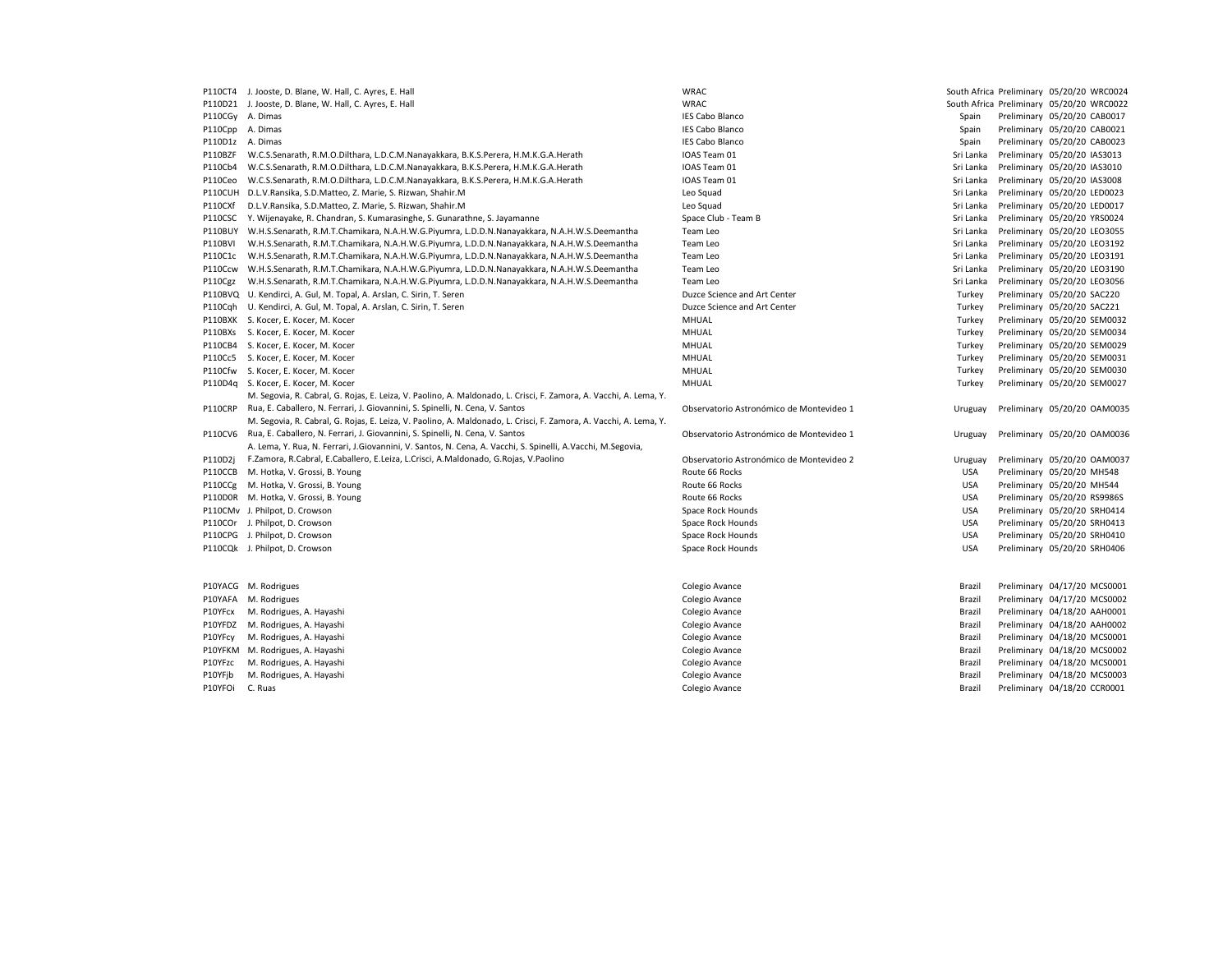| | | | | | | |
|---|---|---|---|---|---|---|
| P110CT4 | J. Jooste, D. Blane, W. Hall, C. Ayres, E. Hall | WRAC | South Africa | Preliminary | 05/20/20 | WRC0024 |
| P110D21 | J. Jooste, D. Blane, W. Hall, C. Ayres, E. Hall | WRAC | South Africa | Preliminary | 05/20/20 | WRC0022 |
| P110CGy | A. Dimas | IES Cabo Blanco | Spain | Preliminary | 05/20/20 | CAB0017 |
| P110Cpp | A. Dimas | IES Cabo Blanco | Spain | Preliminary | 05/20/20 | CAB0021 |
| P110D1z | A. Dimas | IES Cabo Blanco | Spain | Preliminary | 05/20/20 | CAB0023 |
| P110BZF | W.C.S.Senarath, R.M.O.Dilthara, L.D.C.M.Nanayakkara, B.K.S.Perera, H.M.K.G.A.Herath | IOAS Team 01 | Sri Lanka | Preliminary | 05/20/20 | IAS3013 |
| P110Cb4 | W.C.S.Senarath, R.M.O.Dilthara, L.D.C.M.Nanayakkara, B.K.S.Perera, H.M.K.G.A.Herath | IOAS Team 01 | Sri Lanka | Preliminary | 05/20/20 | IAS3010 |
| P110Ceo | W.C.S.Senarath, R.M.O.Dilthara, L.D.C.M.Nanayakkara, B.K.S.Perera, H.M.K.G.A.Herath | IOAS Team 01 | Sri Lanka | Preliminary | 05/20/20 | IAS3008 |
| P110CUH | D.L.V.Ransika, S.D.Matteo, Z. Marie, S. Rizwan, Shahir.M | Leo Squad | Sri Lanka | Preliminary | 05/20/20 | LED0023 |
| P110CXf | D.L.V.Ransika, S.D.Matteo, Z. Marie, S. Rizwan, Shahir.M | Leo Squad | Sri Lanka | Preliminary | 05/20/20 | LED0017 |
| P110CSC | Y. Wijenayake, R. Chandran, S. Kumarasinghe, S. Gunarathne, S. Jayamanne | Space Club - Team B | Sri Lanka | Preliminary | 05/20/20 | YRS0024 |
| P110BUY | W.H.S.Senarath, R.M.T.Chamikara, N.A.H.W.G.Piyumra, L.D.D.N.Nanayakkara, N.A.H.W.S.Deemantha | Team Leo | Sri Lanka | Preliminary | 05/20/20 | LEO3055 |
| P110BVI | W.H.S.Senarath, R.M.T.Chamikara, N.A.H.W.G.Piyumra, L.D.D.N.Nanayakkara, N.A.H.W.S.Deemantha | Team Leo | Sri Lanka | Preliminary | 05/20/20 | LEO3192 |
| P110C1c | W.H.S.Senarath, R.M.T.Chamikara, N.A.H.W.G.Piyumra, L.D.D.N.Nanayakkara, N.A.H.W.S.Deemantha | Team Leo | Sri Lanka | Preliminary | 05/20/20 | LEO3191 |
| P110Ccw | W.H.S.Senarath, R.M.T.Chamikara, N.A.H.W.G.Piyumra, L.D.D.N.Nanayakkara, N.A.H.W.S.Deemantha | Team Leo | Sri Lanka | Preliminary | 05/20/20 | LEO3190 |
| P110Cgz | W.H.S.Senarath, R.M.T.Chamikara, N.A.H.W.G.Piyumra, L.D.D.N.Nanayakkara, N.A.H.W.S.Deemantha | Team Leo | Sri Lanka | Preliminary | 05/20/20 | LEO3056 |
| P110BVQ | U. Kendirci, A. Gul, M. Topal, A. Arslan, C. Sirin, T. Seren | Duzce Science and Art Center | Turkey | Preliminary | 05/20/20 | SAC220 |
| P110Cqh | U. Kendirci, A. Gul, M. Topal, A. Arslan, C. Sirin, T. Seren | Duzce Science and Art Center | Turkey | Preliminary | 05/20/20 | SAC221 |
| P110BXK | S. Kocer, E. Kocer, M. Kocer | MHUAL | Turkey | Preliminary | 05/20/20 | SEM0032 |
| P110BXs | S. Kocer, E. Kocer, M. Kocer | MHUAL | Turkey | Preliminary | 05/20/20 | SEM0034 |
| P110CB4 | S. Kocer, E. Kocer, M. Kocer | MHUAL | Turkey | Preliminary | 05/20/20 | SEM0029 |
| P110Cc5 | S. Kocer, E. Kocer, M. Kocer | MHUAL | Turkey | Preliminary | 05/20/20 | SEM0031 |
| P110Cfw | S. Kocer, E. Kocer, M. Kocer | MHUAL | Turkey | Preliminary | 05/20/20 | SEM0030 |
| P110D4q | S. Kocer, E. Kocer, M. Kocer | MHUAL | Turkey | Preliminary | 05/20/20 | SEM0027 |
| P110CRP | M. Segovia, R. Cabral, G. Rojas, E. Leiza, V. Paolino, A. Maldonado, L. Crisci, F. Zamora, A. Vacchi, A. Lema, Y. Rua, E. Caballero, N. Ferrari, J. Giovannini, S. Spinelli, N. Cena, V. Santos | Observatorio Astronómico de Montevideo 1 | Uruguay | Preliminary | 05/20/20 | OAM0035 |
| P110CV6 | M. Segovia, R. Cabral, G. Rojas, E. Leiza, V. Paolino, A. Maldonado, L. Crisci, F. Zamora, A. Vacchi, A. Lema, Y. Rua, E. Caballero, N. Ferrari, J. Giovannini, S. Spinelli, N. Cena, V. Santos | Observatorio Astronómico de Montevideo 1 | Uruguay | Preliminary | 05/20/20 | OAM0036 |
| P110D2j | A. Lema, Y. Rua, N. Ferrari, J.Giovannini, V. Santos, N. Cena, A. Vacchi, S. Spinelli, A.Vacchi, M.Segovia, F.Zamora, R.Cabral, E.Caballero, E.Leiza, L.Crisci, A.Maldonado, G.Rojas, V.Paolino | Observatorio Astronómico de Montevideo 2 | Uruguay | Preliminary | 05/20/20 | OAM0037 |
| P110CCB | M. Hotka, V. Grossi, B. Young | Route 66 Rocks | USA | Preliminary | 05/20/20 | MH548 |
| P110CCg | M. Hotka, V. Grossi, B. Young | Route 66 Rocks | USA | Preliminary | 05/20/20 | MH544 |
| P110D0R | M. Hotka, V. Grossi, B. Young | Route 66 Rocks | USA | Preliminary | 05/20/20 | RS9986S |
| P110CMv | J. Philpot, D. Crowson | Space Rock Hounds | USA | Preliminary | 05/20/20 | SRH0414 |
| P110COr | J. Philpot, D. Crowson | Space Rock Hounds | USA | Preliminary | 05/20/20 | SRH0413 |
| P110CPG | J. Philpot, D. Crowson | Space Rock Hounds | USA | Preliminary | 05/20/20 | SRH0410 |
| P110CQk | J. Philpot, D. Crowson | Space Rock Hounds | USA | Preliminary | 05/20/20 | SRH0406 |

| | | | | | | |
|---|---|---|---|---|---|---|
| P10YACG | M. Rodrigues | Colegio Avance | Brazil | Preliminary | 04/17/20 | MCS0001 |
| P10YAFA | M. Rodrigues | Colegio Avance | Brazil | Preliminary | 04/17/20 | MCS0002 |
| P10YFcx | M. Rodrigues, A. Hayashi | Colegio Avance | Brazil | Preliminary | 04/18/20 | AAH0001 |
| P10YFDZ | M. Rodrigues, A. Hayashi | Colegio Avance | Brazil | Preliminary | 04/18/20 | AAH0002 |
| P10YFcy | M. Rodrigues, A. Hayashi | Colegio Avance | Brazil | Preliminary | 04/18/20 | MCS0001 |
| P10YFKM | M. Rodrigues, A. Hayashi | Colegio Avance | Brazil | Preliminary | 04/18/20 | MCS0002 |
| P10YFzc | M. Rodrigues, A. Hayashi | Colegio Avance | Brazil | Preliminary | 04/18/20 | MCS0001 |
| P10YFjb | M. Rodrigues, A. Hayashi | Colegio Avance | Brazil | Preliminary | 04/18/20 | MCS0003 |
| P10YFOi | C. Ruas | Colegio Avance | Brazil | Preliminary | 04/18/20 | CCR0001 |